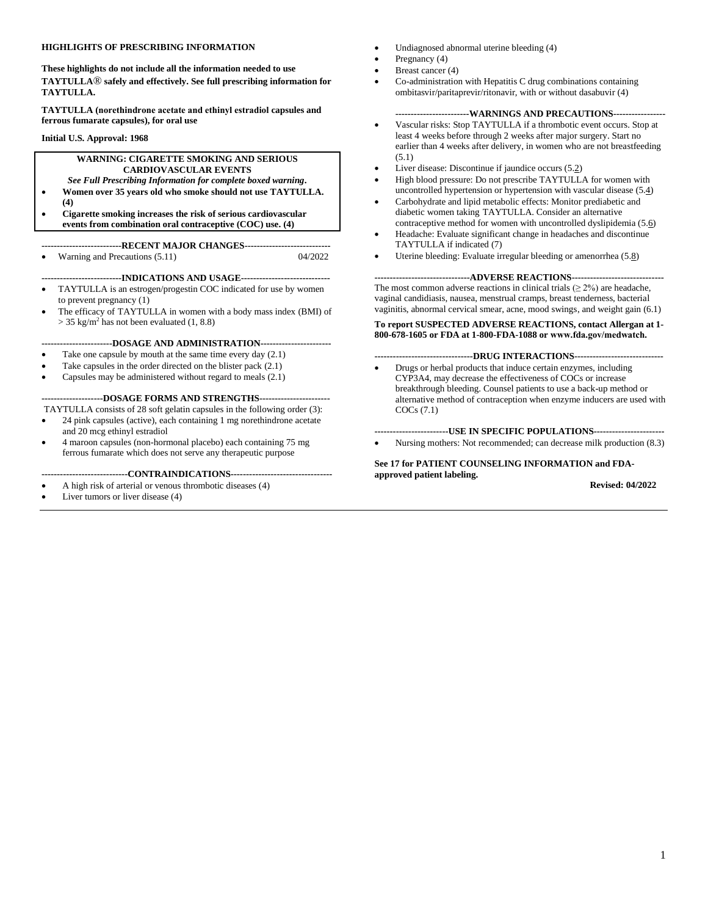**HIGHLIGHTS OF PRESCRIBING INFORMATION**

**These highlights do not include all the information needed to use TAYTULLA® safely and effectively. See full prescribing information for TAYTULLA.**

**TAYTULLA (norethindrone acetate and ethinyl estradiol capsules and ferrous fumarate capsules), for oral use**

**Initial U.S. Approval: 1968**

**WARNING: CIGARETTE SMOKING AND SERIOUS CARDIOVASCULAR EVENTS**

***See Full Prescribing Information for complete boxed warning.***

- **Women over 35 years old who smoke should not use TAYTULLA. (4)**
- **Cigarette smoking increases the risk of serious cardiovascular events from combination oral contraceptive (COC) use. (4)**

**RECENT MAJOR CHANGES**

- Warning and Precautions (5.11) 04/2022

**INDICATIONS AND USAGE**

- TAYTULLA is an estrogen/progestin COC indicated for use by women to prevent pregnancy (1)
- The efficacy of TAYTULLA in women with a body mass index (BMI) of > 35 kg/m$^2$ has not been evaluated (1, 8.8)

**DOSAGE AND ADMINISTRATION**

- Take one capsule by mouth at the same time every day (2.1)
- Take capsules in the order directed on the blister pack (2.1)
- Capsules may be administered without regard to meals (2.1)

**DOSAGE FORMS AND STRENGTHS**

TAYTULLA consists of 28 soft gelatin capsules in the following order (3):

- 24 pink capsules (active), each containing 1 mg norethindrone acetate and 20 mcg ethinyl estradiol
- 4 maroon capsules (non-hormonal placebo) each containing 75 mg ferrous fumarate which does not serve any therapeutic purpose

**CONTRAINDICATIONS**

- A high risk of arterial or venous thrombotic diseases (4)
- Liver tumors or liver disease (4)
- Undiagnosed abnormal uterine bleeding (4)
- Pregnancy (4)
- Breast cancer (4)
- Co-administration with Hepatitis C drug combinations containing ombitasvir/paritaprevir/ritonavir, with or without dasabuvir (4)

**WARNINGS AND PRECAUTIONS**

- Vascular risks: Stop TAYTULLA if a thrombotic event occurs. Stop at least 4 weeks before through 2 weeks after major surgery. Start no earlier than 4 weeks after delivery, in women who are not breastfeeding (5.1)
- Liver disease: Discontinue if jaundice occurs (5.2)
- High blood pressure: Do not prescribe TAYTULLA for women with uncontrolled hypertension or hypertension with vascular disease (5.4)
- Carbohydrate and lipid metabolic effects: Monitor prediabetic and diabetic women taking TAYTULLA. Consider an alternative contraceptive method for women with uncontrolled dyslipidemia (5.6)
- Headache: Evaluate significant change in headaches and discontinue TAYTULLA if indicated (7)
- Uterine bleeding: Evaluate irregular bleeding or amenorrhea (5.8)

**ADVERSE REACTIONS**

The most common adverse reactions in clinical trials (≥ 2%) are headache, vaginal candidiasis, nausea, menstrual cramps, breast tenderness, bacterial vaginitis, abnormal cervical smear, acne, mood swings, and weight gain (6.1)

**To report SUSPECTED ADVERSE REACTIONS, contact Allergan at 1-800-678-1605 or FDA at 1-800-FDA-1088 or www.fda.gov/medwatch.**

**DRUG INTERACTIONS**

- Drugs or herbal products that induce certain enzymes, including CYP3A4, may decrease the effectiveness of COCs or increase breakthrough bleeding. Counsel patients to use a back-up method or alternative method of contraception when enzyme inducers are used with COCs (7.1)

**USE IN SPECIFIC POPULATIONS**

- Nursing mothers: Not recommended; can decrease milk production (8.3)

**See 17 for PATIENT COUNSELING INFORMATION and FDA-approved patient labeling.**

**Revised: 04/2022**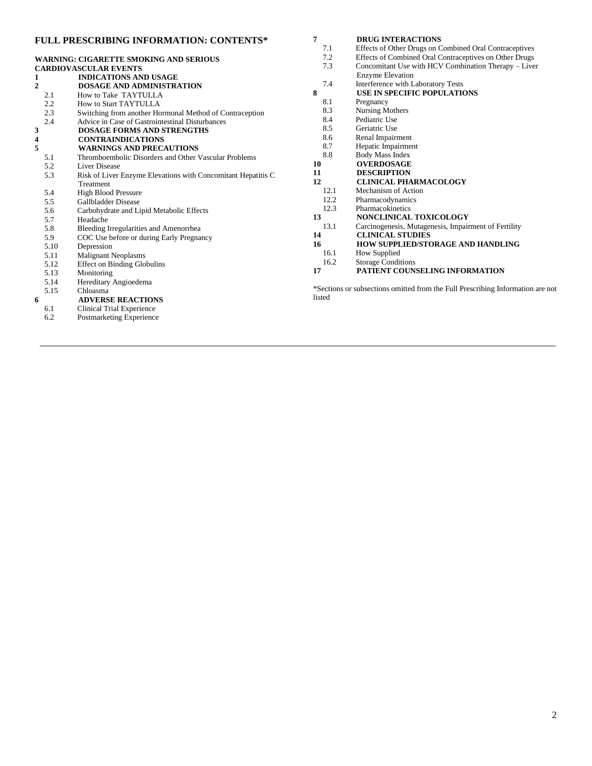## FULL PRESCRIBING INFORMATION: CONTENTS*

**WARNING: CIGARETTE SMOKING AND SERIOUS CARDIOVASCULAR EVENTS**

**1 INDICATIONS AND USAGE**

**2 DOSAGE AND ADMINISTRATION**
- 2.1 How to Take TAYTULLA
- 2.2 How to Start TAYTULLA
- 2.3 Switching from another Hormonal Method of Contraception
- 2.4 Advice in Case of Gastrointestinal Disturbances

**3 DOSAGE FORMS AND STRENGTHS**

**4 CONTRAINDICATIONS**

**5 WARNINGS AND PRECAUTIONS**
- 5.1 Thromboembolic Disorders and Other Vascular Problems
- 5.2 Liver Disease
- 5.3 Risk of Liver Enzyme Elevations with Concomitant Hepatitis C Treatment
- 5.4 High Blood Pressure
- 5.5 Gallbladder Disease
- 5.6 Carbohydrate and Lipid Metabolic Effects
- 5.7 Headache
- 5.8 Bleeding Irregularities and Amenorrhea
- 5.9 COC Use before or during Early Pregnancy
- 5.10 Depression
- 5.11 Malignant Neoplasms
- 5.12 Effect on Binding Globulins
- 5.13 Monitoring
- 5.14 Hereditary Angioedema
- 5.15 Chloasma

**6 ADVERSE REACTIONS**
- 6.1 Clinical Trial Experience
- 6.2 Postmarketing Experience

**7 DRUG INTERACTIONS**
- 7.1 Effects of Other Drugs on Combined Oral Contraceptives
- 7.2 Effects of Combined Oral Contraceptives on Other Drugs
- 7.3 Concomitant Use with HCV Combination Therapy – Liver Enzyme Elevation
- 7.4 Interference with Laboratory Tests

**8 USE IN SPECIFIC POPULATIONS**
- 8.1 Pregnancy
- 8.3 Nursing Mothers
- 8.4 Pediatric Use
- 8.5 Geriatric Use
- 8.6 Renal Impairment
- 8.7 Hepatic Impairment
- 8.8 Body Mass Index

**10 OVERDOSAGE**

**11 DESCRIPTION**

**12 CLINICAL PHARMACOLOGY**
- 12.1 Mechanism of Action
- 12.2 Pharmacodynamics
- 12.3 Pharmacokinetics

**13 NONCLINICAL TOXICOLOGY**
- 13.1 Carcinogenesis, Mutagenesis, Impairment of Fertility

**14 CLINICAL STUDIES**

**16 HOW SUPPLIED/STORAGE AND HANDLING**
- 16.1 How Supplied
- 16.2 Storage Conditions

**17 PATIENT COUNSELING INFORMATION**

*Sections or subsections omitted from the Full Prescribing Information are not listed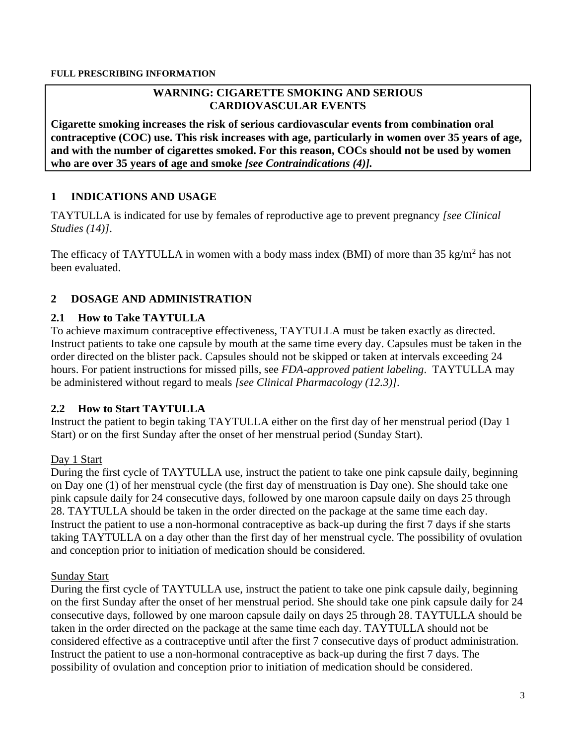**FULL PRESCRIBING INFORMATION**

## WARNING: CIGARETTE SMOKING AND SERIOUS CARDIOVASCULAR EVENTS

**Cigarette smoking increases the risk of serious cardiovascular events from combination oral contraceptive (COC) use. This risk increases with age, particularly in women over 35 years of age, and with the number of cigarettes smoked. For this reason, COCs should not be used by women who are over 35 years of age and smoke *[see Contraindications (4)].***

## 1 INDICATIONS AND USAGE

TAYTULLA is indicated for use by females of reproductive age to prevent pregnancy *[see Clinical Studies (14)]*.

The efficacy of TAYTULLA in women with a body mass index (BMI) of more than 35 $kg/m^2$ has not been evaluated.

## 2 DOSAGE AND ADMINISTRATION

### 2.1 How to Take TAYTULLA

To achieve maximum contraceptive effectiveness, TAYTULLA must be taken exactly as directed. Instruct patients to take one capsule by mouth at the same time every day. Capsules must be taken in the order directed on the blister pack. Capsules should not be skipped or taken at intervals exceeding 24 hours. For patient instructions for missed pills, see *FDA-approved patient labeling*. TAYTULLA may be administered without regard to meals *[see Clinical Pharmacology (12.3)]*.

### 2.2 How to Start TAYTULLA

Instruct the patient to begin taking TAYTULLA either on the first day of her menstrual period (Day 1 Start) or on the first Sunday after the onset of her menstrual period (Sunday Start).

<u>Day 1 Start</u>

During the first cycle of TAYTULLA use, instruct the patient to take one pink capsule daily, beginning on Day one (1) of her menstrual cycle (the first day of menstruation is Day one). She should take one pink capsule daily for 24 consecutive days, followed by one maroon capsule daily on days 25 through 28. TAYTULLA should be taken in the order directed on the package at the same time each day. Instruct the patient to use a non-hormonal contraceptive as back-up during the first 7 days if she starts taking TAYTULLA on a day other than the first day of her menstrual cycle. The possibility of ovulation and conception prior to initiation of medication should be considered.

<u>Sunday Start</u>

During the first cycle of TAYTULLA use, instruct the patient to take one pink capsule daily, beginning on the first Sunday after the onset of her menstrual period. She should take one pink capsule daily for 24 consecutive days, followed by one maroon capsule daily on days 25 through 28. TAYTULLA should be taken in the order directed on the package at the same time each day. TAYTULLA should not be considered effective as a contraceptive until after the first 7 consecutive days of product administration. Instruct the patient to use a non-hormonal contraceptive as back-up during the first 7 days. The possibility of ovulation and conception prior to initiation of medication should be considered.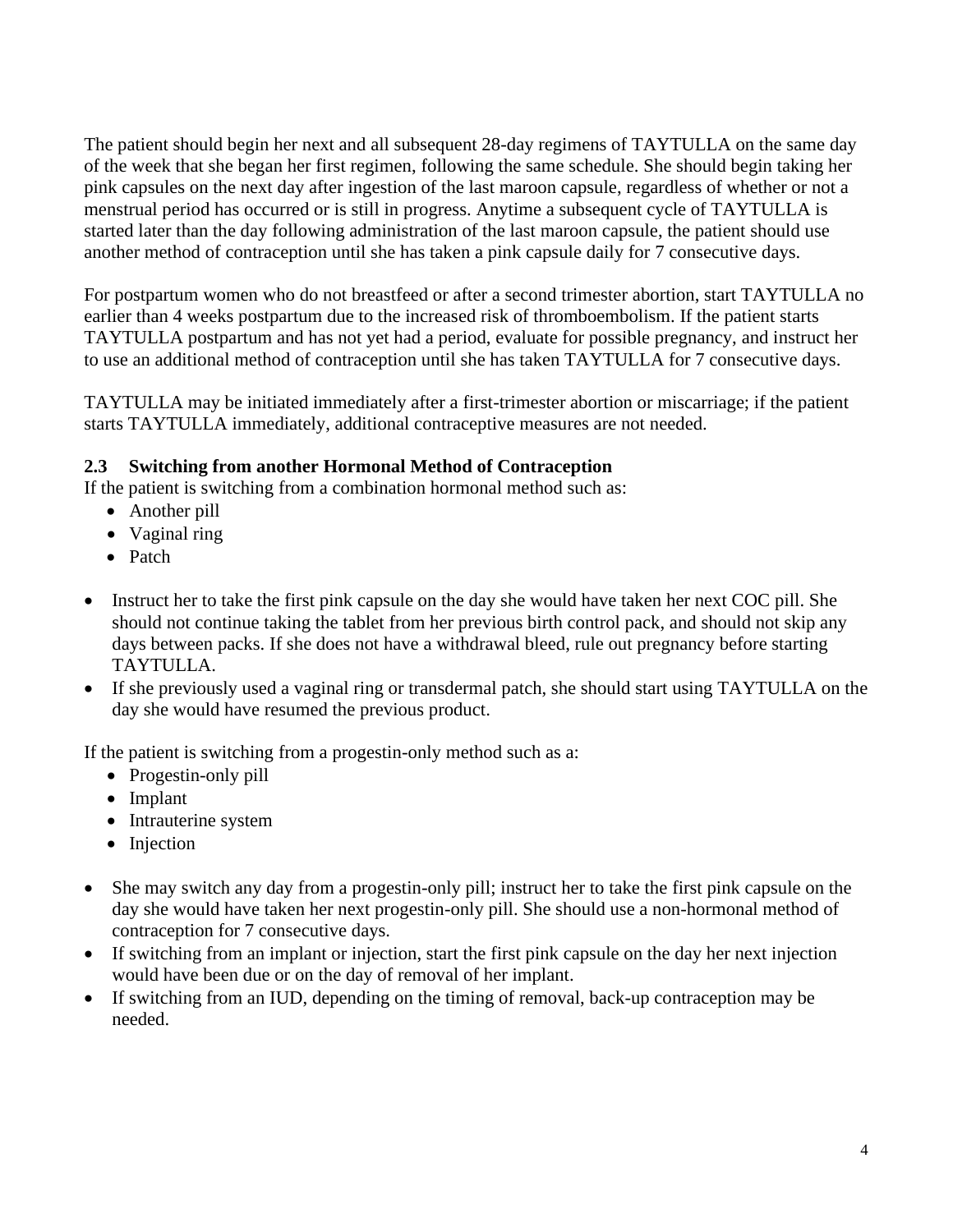The patient should begin her next and all subsequent 28-day regimens of TAYTULLA on the same day of the week that she began her first regimen, following the same schedule. She should begin taking her pink capsules on the next day after ingestion of the last maroon capsule, regardless of whether or not a menstrual period has occurred or is still in progress. Anytime a subsequent cycle of TAYTULLA is started later than the day following administration of the last maroon capsule, the patient should use another method of contraception until she has taken a pink capsule daily for 7 consecutive days.

For postpartum women who do not breastfeed or after a second trimester abortion, start TAYTULLA no earlier than 4 weeks postpartum due to the increased risk of thromboembolism. If the patient starts TAYTULLA postpartum and has not yet had a period, evaluate for possible pregnancy, and instruct her to use an additional method of contraception until she has taken TAYTULLA for 7 consecutive days.

TAYTULLA may be initiated immediately after a first-trimester abortion or miscarriage; if the patient starts TAYTULLA immediately, additional contraceptive measures are not needed.

### 2.3 Switching from another Hormonal Method of Contraception

If the patient is switching from a combination hormonal method such as:

- Another pill
- Vaginal ring
- Patch

- Instruct her to take the first pink capsule on the day she would have taken her next COC pill. She should not continue taking the tablet from her previous birth control pack, and should not skip any days between packs. If she does not have a withdrawal bleed, rule out pregnancy before starting TAYTULLA.
- If she previously used a vaginal ring or transdermal patch, she should start using TAYTULLA on the day she would have resumed the previous product.

If the patient is switching from a progestin-only method such as a:

- Progestin-only pill
- Implant
- Intrauterine system
- Injection

- She may switch any day from a progestin-only pill; instruct her to take the first pink capsule on the day she would have taken her next progestin-only pill. She should use a non-hormonal method of contraception for 7 consecutive days.
- If switching from an implant or injection, start the first pink capsule on the day her next injection would have been due or on the day of removal of her implant.
- If switching from an IUD, depending on the timing of removal, back-up contraception may be needed.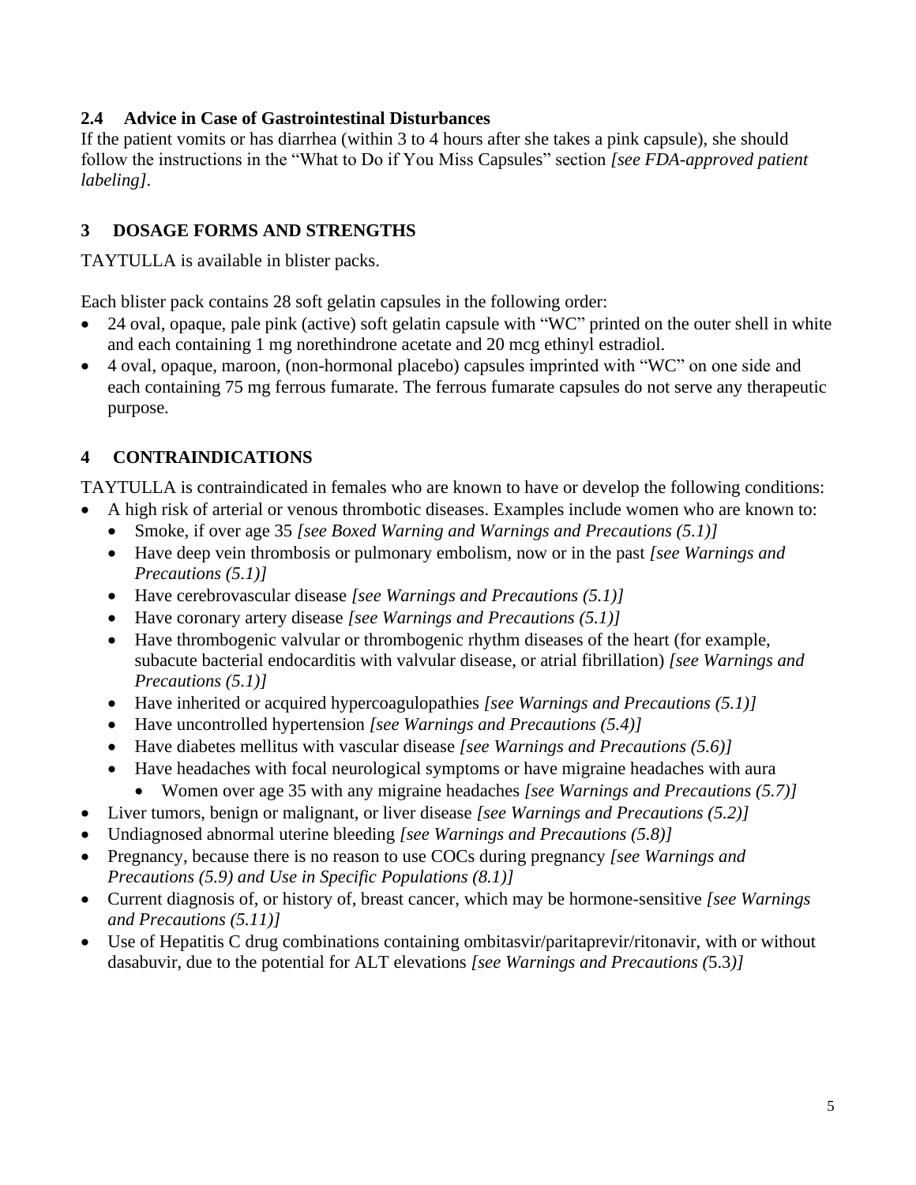### 2.4 Advice in Case of Gastrointestinal Disturbances

If the patient vomits or has diarrhea (within 3 to 4 hours after she takes a pink capsule), she should follow the instructions in the "What to Do if You Miss Capsules" section *[see FDA-approved patient labeling]*.

## 3 DOSAGE FORMS AND STRENGTHS

TAYTULLA is available in blister packs.

Each blister pack contains 28 soft gelatin capsules in the following order:

- 24 oval, opaque, pale pink (active) soft gelatin capsule with "WC" printed on the outer shell in white and each containing 1 mg norethindrone acetate and 20 mcg ethinyl estradiol.
- 4 oval, opaque, maroon, (non-hormonal placebo) capsules imprinted with "WC" on one side and each containing 75 mg ferrous fumarate. The ferrous fumarate capsules do not serve any therapeutic purpose.

## 4 CONTRAINDICATIONS

TAYTULLA is contraindicated in females who are known to have or develop the following conditions:

- A high risk of arterial or venous thrombotic diseases. Examples include women who are known to:
  - Smoke, if over age 35 *[see Boxed Warning and Warnings and Precautions (5.1)]*
  - Have deep vein thrombosis or pulmonary embolism, now or in the past *[see Warnings and Precautions (5.1)]*
  - Have cerebrovascular disease *[see Warnings and Precautions (5.1)]*
  - Have coronary artery disease *[see Warnings and Precautions (5.1)]*
  - Have thrombogenic valvular or thrombogenic rhythm diseases of the heart (for example, subacute bacterial endocarditis with valvular disease, or atrial fibrillation) *[see Warnings and Precautions (5.1)]*
  - Have inherited or acquired hypercoagulopathies *[see Warnings and Precautions (5.1)]*
  - Have uncontrolled hypertension *[see Warnings and Precautions (5.4)]*
  - Have diabetes mellitus with vascular disease *[see Warnings and Precautions (5.6)]*
  - Have headaches with focal neurological symptoms or have migraine headaches with aura
    - Women over age 35 with any migraine headaches *[see Warnings and Precautions (5.7)]*
- Liver tumors, benign or malignant, or liver disease *[see Warnings and Precautions (5.2)]*
- Undiagnosed abnormal uterine bleeding *[see Warnings and Precautions (5.8)]*
- Pregnancy, because there is no reason to use COCs during pregnancy *[see Warnings and Precautions (5.9) and Use in Specific Populations (8.1)]*
- Current diagnosis of, or history of, breast cancer, which may be hormone-sensitive *[see Warnings and Precautions (5.11)]*
- Use of Hepatitis C drug combinations containing ombitasvir/paritaprevir/ritonavir, with or without dasabuvir, due to the potential for ALT elevations *[see Warnings and Precautions (5.3)]*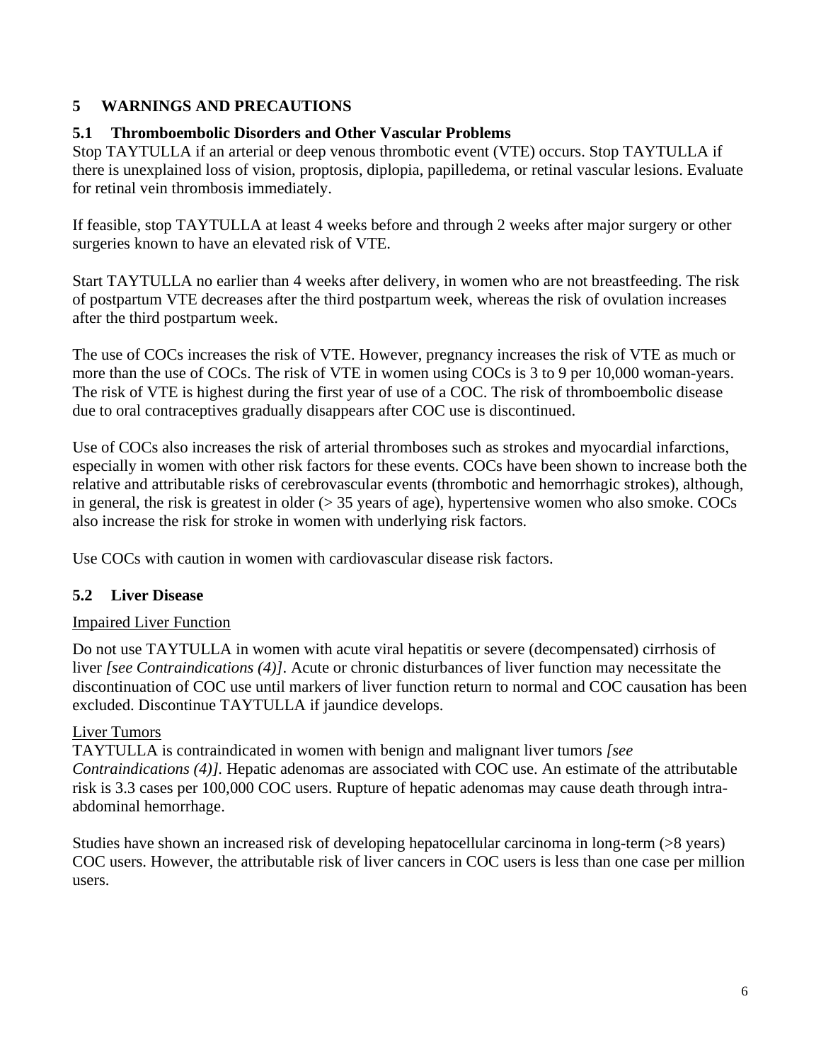## 5 WARNINGS AND PRECAUTIONS

### 5.1 Thromboembolic Disorders and Other Vascular Problems

Stop TAYTULLA if an arterial or deep venous thrombotic event (VTE) occurs. Stop TAYTULLA if there is unexplained loss of vision, proptosis, diplopia, papilledema, or retinal vascular lesions. Evaluate for retinal vein thrombosis immediately.

If feasible, stop TAYTULLA at least 4 weeks before and through 2 weeks after major surgery or other surgeries known to have an elevated risk of VTE.

Start TAYTULLA no earlier than 4 weeks after delivery, in women who are not breastfeeding. The risk of postpartum VTE decreases after the third postpartum week, whereas the risk of ovulation increases after the third postpartum week.

The use of COCs increases the risk of VTE. However, pregnancy increases the risk of VTE as much or more than the use of COCs. The risk of VTE in women using COCs is 3 to 9 per 10,000 woman-years. The risk of VTE is highest during the first year of use of a COC. The risk of thromboembolic disease due to oral contraceptives gradually disappears after COC use is discontinued.

Use of COCs also increases the risk of arterial thromboses such as strokes and myocardial infarctions, especially in women with other risk factors for these events. COCs have been shown to increase both the relative and attributable risks of cerebrovascular events (thrombotic and hemorrhagic strokes), although, in general, the risk is greatest in older (> 35 years of age), hypertensive women who also smoke. COCs also increase the risk for stroke in women with underlying risk factors.

Use COCs with caution in women with cardiovascular disease risk factors.

### 5.2 Liver Disease

Impaired Liver Function

Do not use TAYTULLA in women with acute viral hepatitis or severe (decompensated) cirrhosis of liver *[see Contraindications (4)]*. Acute or chronic disturbances of liver function may necessitate the discontinuation of COC use until markers of liver function return to normal and COC causation has been excluded. Discontinue TAYTULLA if jaundice develops.

Liver Tumors

TAYTULLA is contraindicated in women with benign and malignant liver tumors *[see Contraindications (4)].* Hepatic adenomas are associated with COC use. An estimate of the attributable risk is 3.3 cases per 100,000 COC users. Rupture of hepatic adenomas may cause death through intra-abdominal hemorrhage.

Studies have shown an increased risk of developing hepatocellular carcinoma in long-term (>8 years) COC users. However, the attributable risk of liver cancers in COC users is less than one case per million users.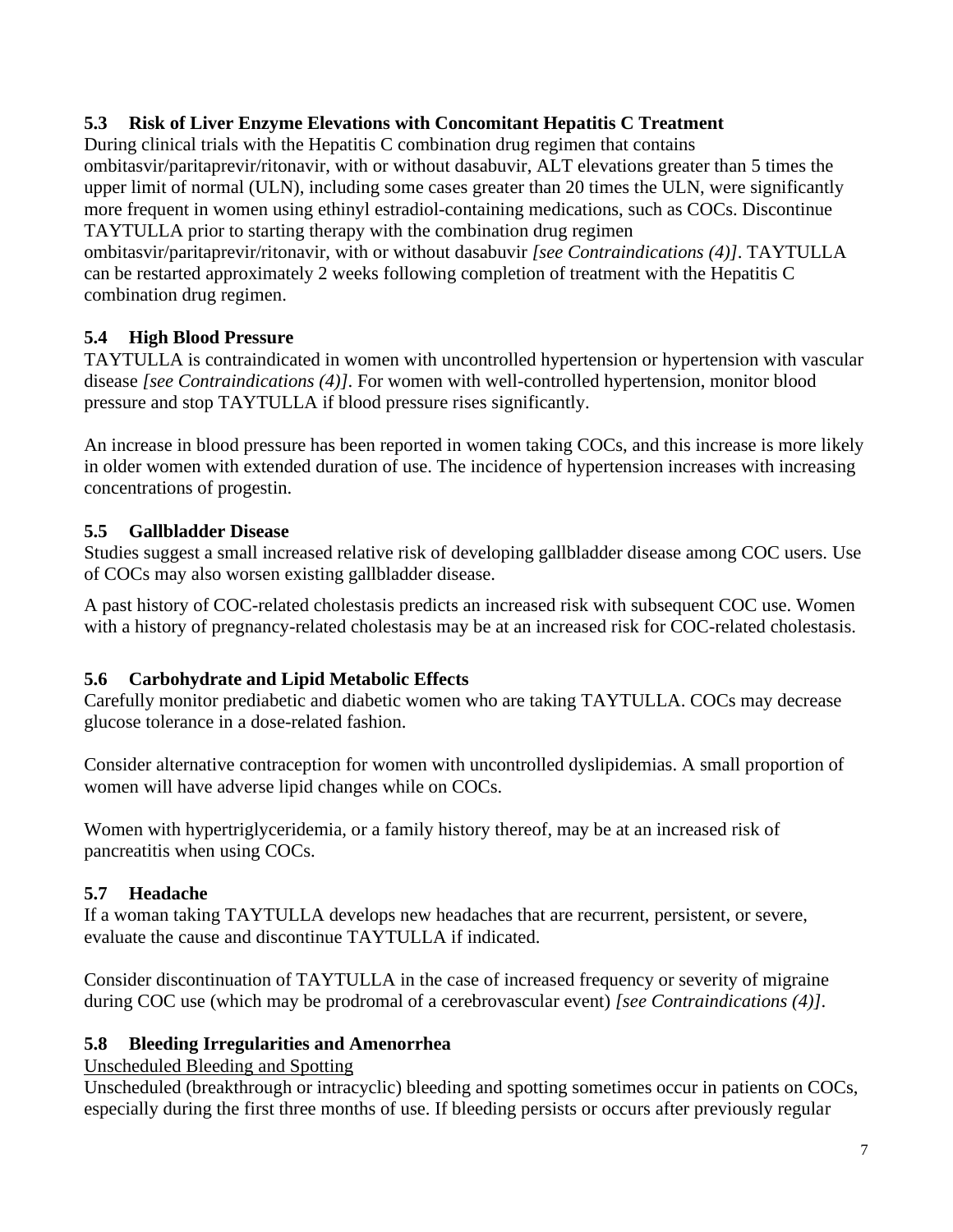### 5.3 Risk of Liver Enzyme Elevations with Concomitant Hepatitis C Treatment

During clinical trials with the Hepatitis C combination drug regimen that contains ombitasvir/paritaprevir/ritonavir, with or without dasabuvir, ALT elevations greater than 5 times the upper limit of normal (ULN), including some cases greater than 20 times the ULN, were significantly more frequent in women using ethinyl estradiol-containing medications, such as COCs. Discontinue TAYTULLA prior to starting therapy with the combination drug regimen ombitasvir/paritaprevir/ritonavir, with or without dasabuvir *[see Contraindications (4)]*. TAYTULLA can be restarted approximately 2 weeks following completion of treatment with the Hepatitis C combination drug regimen.

### 5.4 High Blood Pressure

TAYTULLA is contraindicated in women with uncontrolled hypertension or hypertension with vascular disease *[see Contraindications (4)]*. For women with well-controlled hypertension, monitor blood pressure and stop TAYTULLA if blood pressure rises significantly.

An increase in blood pressure has been reported in women taking COCs, and this increase is more likely in older women with extended duration of use. The incidence of hypertension increases with increasing concentrations of progestin.

### 5.5 Gallbladder Disease

Studies suggest a small increased relative risk of developing gallbladder disease among COC users. Use of COCs may also worsen existing gallbladder disease.

A past history of COC-related cholestasis predicts an increased risk with subsequent COC use. Women with a history of pregnancy-related cholestasis may be at an increased risk for COC-related cholestasis.

### 5.6 Carbohydrate and Lipid Metabolic Effects

Carefully monitor prediabetic and diabetic women who are taking TAYTULLA. COCs may decrease glucose tolerance in a dose-related fashion.

Consider alternative contraception for women with uncontrolled dyslipidemias. A small proportion of women will have adverse lipid changes while on COCs.

Women with hypertriglyceridemia, or a family history thereof, may be at an increased risk of pancreatitis when using COCs.

### 5.7 Headache

If a woman taking TAYTULLA develops new headaches that are recurrent, persistent, or severe, evaluate the cause and discontinue TAYTULLA if indicated.

Consider discontinuation of TAYTULLA in the case of increased frequency or severity of migraine during COC use (which may be prodromal of a cerebrovascular event) *[see Contraindications (4)]*.

### 5.8 Bleeding Irregularities and Amenorrhea

Unscheduled Bleeding and Spotting

Unscheduled (breakthrough or intracyclic) bleeding and spotting sometimes occur in patients on COCs, especially during the first three months of use. If bleeding persists or occurs after previously regular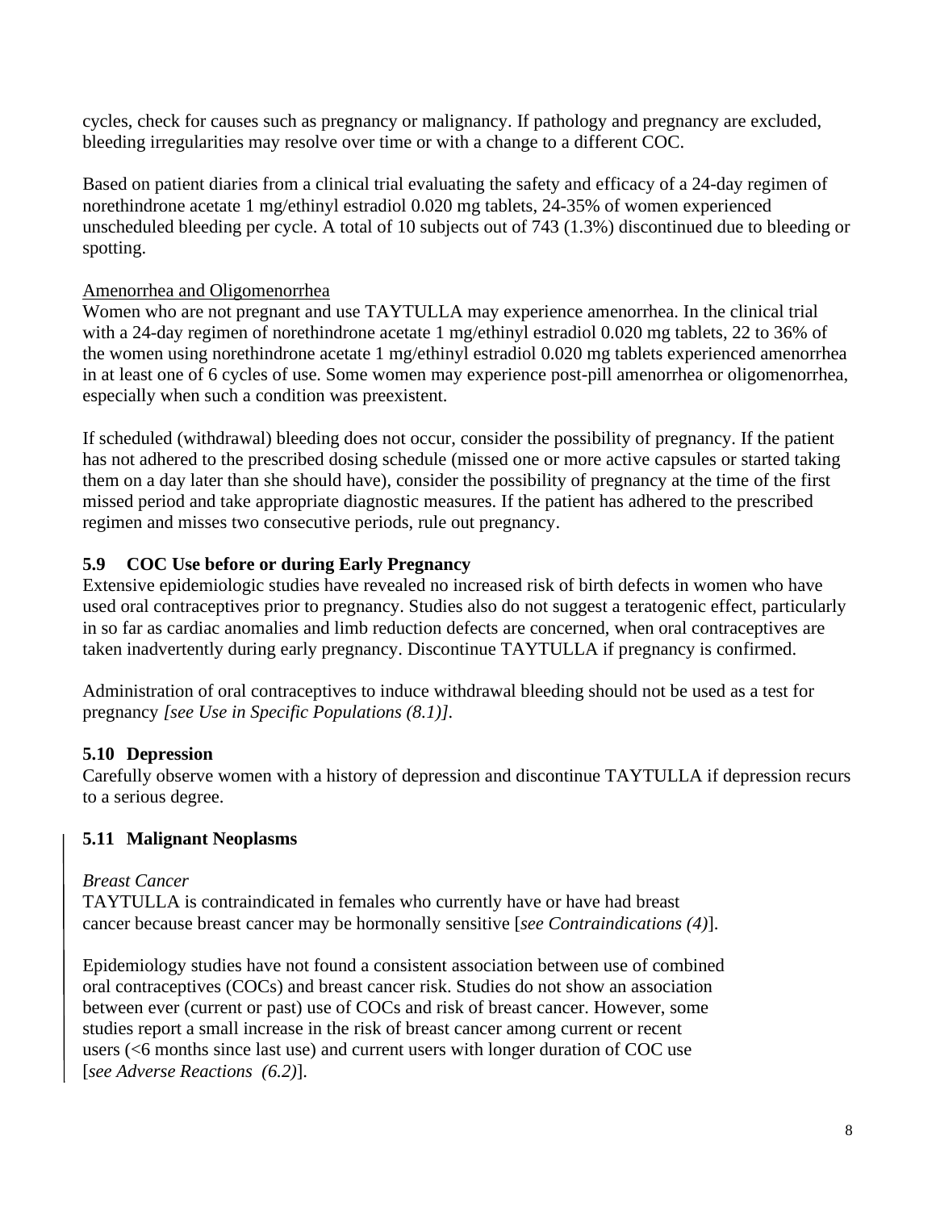cycles, check for causes such as pregnancy or malignancy. If pathology and pregnancy are excluded, bleeding irregularities may resolve over time or with a change to a different COC.

Based on patient diaries from a clinical trial evaluating the safety and efficacy of a 24-day regimen of norethindrone acetate 1 mg/ethinyl estradiol 0.020 mg tablets, 24-35% of women experienced unscheduled bleeding per cycle. A total of 10 subjects out of 743 (1.3%) discontinued due to bleeding or spotting.

Amenorrhea and Oligomenorrhea

Women who are not pregnant and use TAYTULLA may experience amenorrhea. In the clinical trial with a 24-day regimen of norethindrone acetate 1 mg/ethinyl estradiol 0.020 mg tablets, 22 to 36% of the women using norethindrone acetate 1 mg/ethinyl estradiol 0.020 mg tablets experienced amenorrhea in at least one of 6 cycles of use. Some women may experience post-pill amenorrhea or oligomenorrhea, especially when such a condition was preexistent.

If scheduled (withdrawal) bleeding does not occur, consider the possibility of pregnancy. If the patient has not adhered to the prescribed dosing schedule (missed one or more active capsules or started taking them on a day later than she should have), consider the possibility of pregnancy at the time of the first missed period and take appropriate diagnostic measures. If the patient has adhered to the prescribed regimen and misses two consecutive periods, rule out pregnancy.

### 5.9 COC Use before or during Early Pregnancy

Extensive epidemiologic studies have revealed no increased risk of birth defects in women who have used oral contraceptives prior to pregnancy. Studies also do not suggest a teratogenic effect, particularly in so far as cardiac anomalies and limb reduction defects are concerned, when oral contraceptives are taken inadvertently during early pregnancy. Discontinue TAYTULLA if pregnancy is confirmed.

Administration of oral contraceptives to induce withdrawal bleeding should not be used as a test for pregnancy *[see Use in Specific Populations (8.1)]*.

### 5.10 Depression

Carefully observe women with a history of depression and discontinue TAYTULLA if depression recurs to a serious degree.

### 5.11 Malignant Neoplasms

*Breast Cancer*

TAYTULLA is contraindicated in females who currently have or have had breast cancer because breast cancer may be hormonally sensitive [*see Contraindications (4)*].

Epidemiology studies have not found a consistent association between use of combined oral contraceptives (COCs) and breast cancer risk. Studies do not show an association between ever (current or past) use of COCs and risk of breast cancer. However, some studies report a small increase in the risk of breast cancer among current or recent users (<6 months since last use) and current users with longer duration of COC use [*see Adverse Reactions (6.2)*].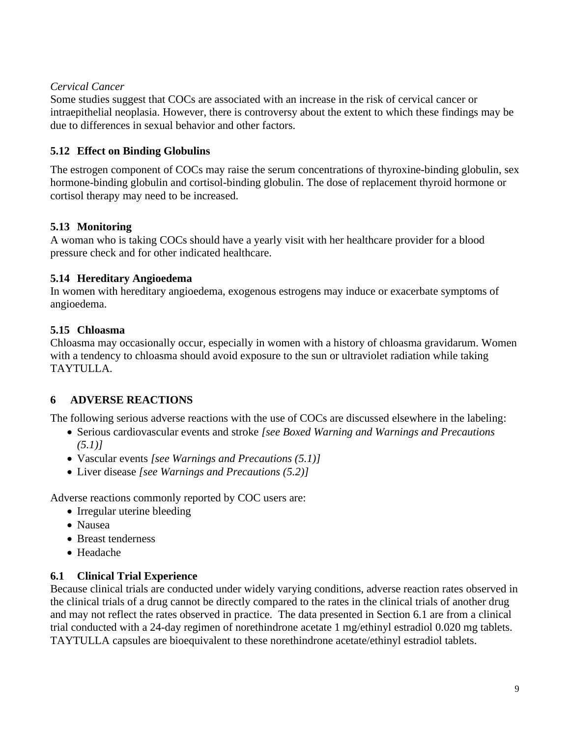*Cervical Cancer*

Some studies suggest that COCs are associated with an increase in the risk of cervical cancer or intraepithelial neoplasia. However, there is controversy about the extent to which these findings may be due to differences in sexual behavior and other factors.

### 5.12 Effect on Binding Globulins

The estrogen component of COCs may raise the serum concentrations of thyroxine-binding globulin, sex hormone-binding globulin and cortisol-binding globulin. The dose of replacement thyroid hormone or cortisol therapy may need to be increased.

### 5.13 Monitoring

A woman who is taking COCs should have a yearly visit with her healthcare provider for a blood pressure check and for other indicated healthcare.

### 5.14 Hereditary Angioedema

In women with hereditary angioedema, exogenous estrogens may induce or exacerbate symptoms of angioedema.

### 5.15 Chloasma

Chloasma may occasionally occur, especially in women with a history of chloasma gravidarum. Women with a tendency to chloasma should avoid exposure to the sun or ultraviolet radiation while taking TAYTULLA.

## 6 ADVERSE REACTIONS

The following serious adverse reactions with the use of COCs are discussed elsewhere in the labeling:

- Serious cardiovascular events and stroke *[see Boxed Warning and Warnings and Precautions (5.1)]*
- Vascular events *[see Warnings and Precautions (5.1)]*
- Liver disease *[see Warnings and Precautions (5.2)]*

Adverse reactions commonly reported by COC users are:

- Irregular uterine bleeding
- Nausea
- Breast tenderness
- Headache

### 6.1 Clinical Trial Experience

Because clinical trials are conducted under widely varying conditions, adverse reaction rates observed in the clinical trials of a drug cannot be directly compared to the rates in the clinical trials of another drug and may not reflect the rates observed in practice. The data presented in Section 6.1 are from a clinical trial conducted with a 24-day regimen of norethindrone acetate 1 mg/ethinyl estradiol 0.020 mg tablets. TAYTULLA capsules are bioequivalent to these norethindrone acetate/ethinyl estradiol tablets.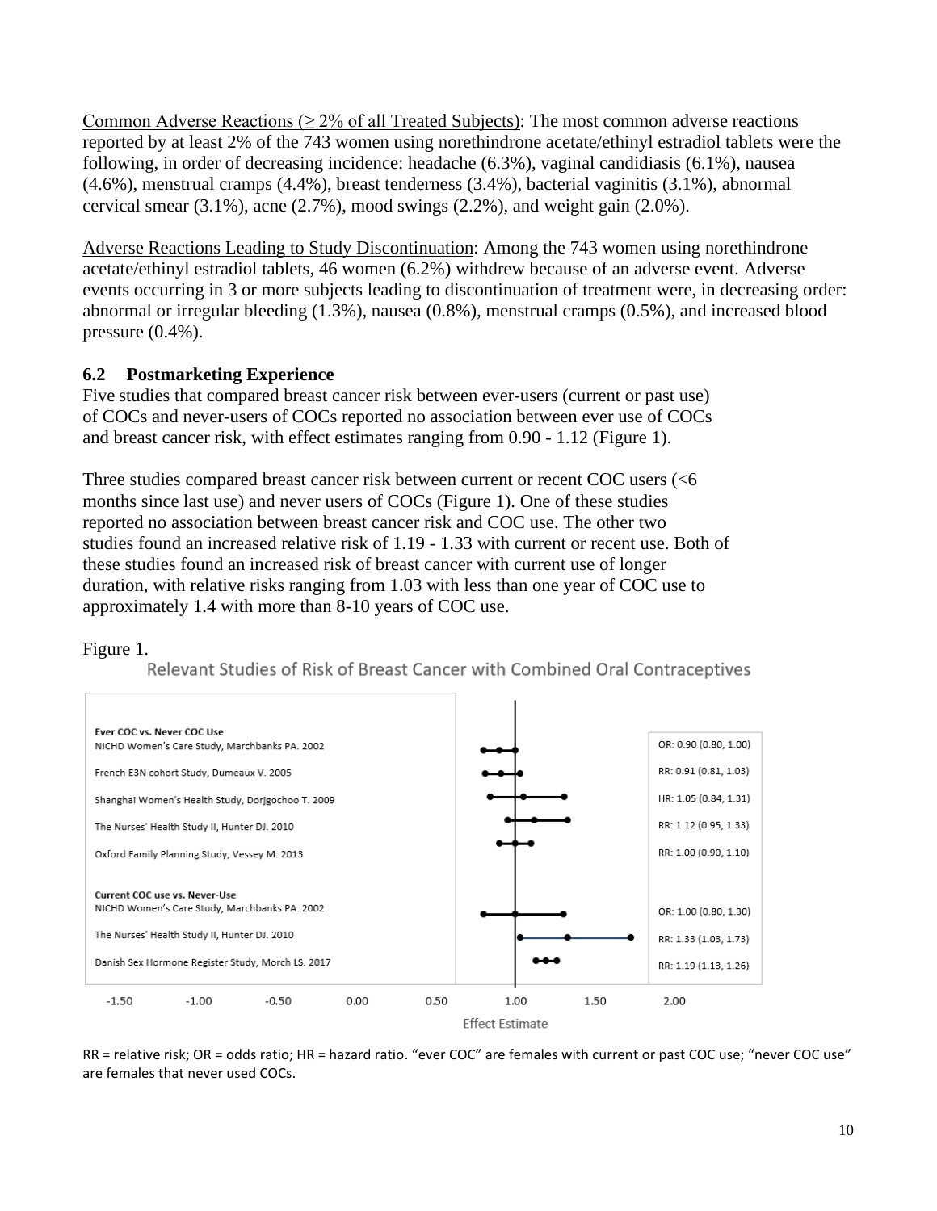Common Adverse Reactions (≥ 2% of all Treated Subjects): The most common adverse reactions reported by at least 2% of the 743 women using norethindrone acetate/ethinyl estradiol tablets were the following, in order of decreasing incidence: headache (6.3%), vaginal candidiasis (6.1%), nausea (4.6%), menstrual cramps (4.4%), breast tenderness (3.4%), bacterial vaginitis (3.1%), abnormal cervical smear (3.1%), acne (2.7%), mood swings (2.2%), and weight gain (2.0%).

Adverse Reactions Leading to Study Discontinuation: Among the 743 women using norethindrone acetate/ethinyl estradiol tablets, 46 women (6.2%) withdrew because of an adverse event. Adverse events occurring in 3 or more subjects leading to discontinuation of treatment were, in decreasing order: abnormal or irregular bleeding (1.3%), nausea (0.8%), menstrual cramps (0.5%), and increased blood pressure (0.4%).

### 6.2 Postmarketing Experience

Five studies that compared breast cancer risk between ever-users (current or past use) of COCs and never-users of COCs reported no association between ever use of COCs and breast cancer risk, with effect estimates ranging from 0.90 - 1.12 (Figure 1).

Three studies compared breast cancer risk between current or recent COC users (<6 months since last use) and never users of COCs (Figure 1). One of these studies reported no association between breast cancer risk and COC use. The other two studies found an increased relative risk of 1.19 - 1.33 with current or recent use. Both of these studies found an increased risk of breast cancer with current use of longer duration, with relative risks ranging from 1.03 with less than one year of COC use to approximately 1.4 with more than 8-10 years of COC use.

Figure 1.

Relevant Studies of Risk of Breast Cancer with Combined Oral Contraceptives

| Study | Effect Estimate |
|---|---|
| **Ever COC vs. Never COC Use** | |
| NICHD Women's Care Study, Marchbanks PA. 2002 | OR: 0.90 (0.80, 1.00) |
| French E3N cohort Study, Dumeaux V. 2005 | RR: 0.91 (0.81, 1.03) |
| Shanghai Women's Health Study, Dorjgochoo T. 2009 | HR: 1.05 (0.84, 1.31) |
| The Nurses' Health Study II, Hunter DJ. 2010 | RR: 1.12 (0.95, 1.33) |
| Oxford Family Planning Study, Vessey M. 2013 | RR: 1.00 (0.90, 1.10) |
| **Current COC use vs. Never-Use** | |
| NICHD Women's Care Study, Marchbanks PA. 2002 | OR: 1.00 (0.80, 1.30) |
| The Nurses' Health Study II, Hunter DJ. 2010 | RR: 1.33 (1.03, 1.73) |
| Danish Sex Hormone Register Study, Morch LS. 2017 | RR: 1.19 (1.13, 1.26) |

Effect Estimate

RR = relative risk; OR = odds ratio; HR = hazard ratio. "ever COC" are females with current or past COC use; "never COC use" are females that never used COCs.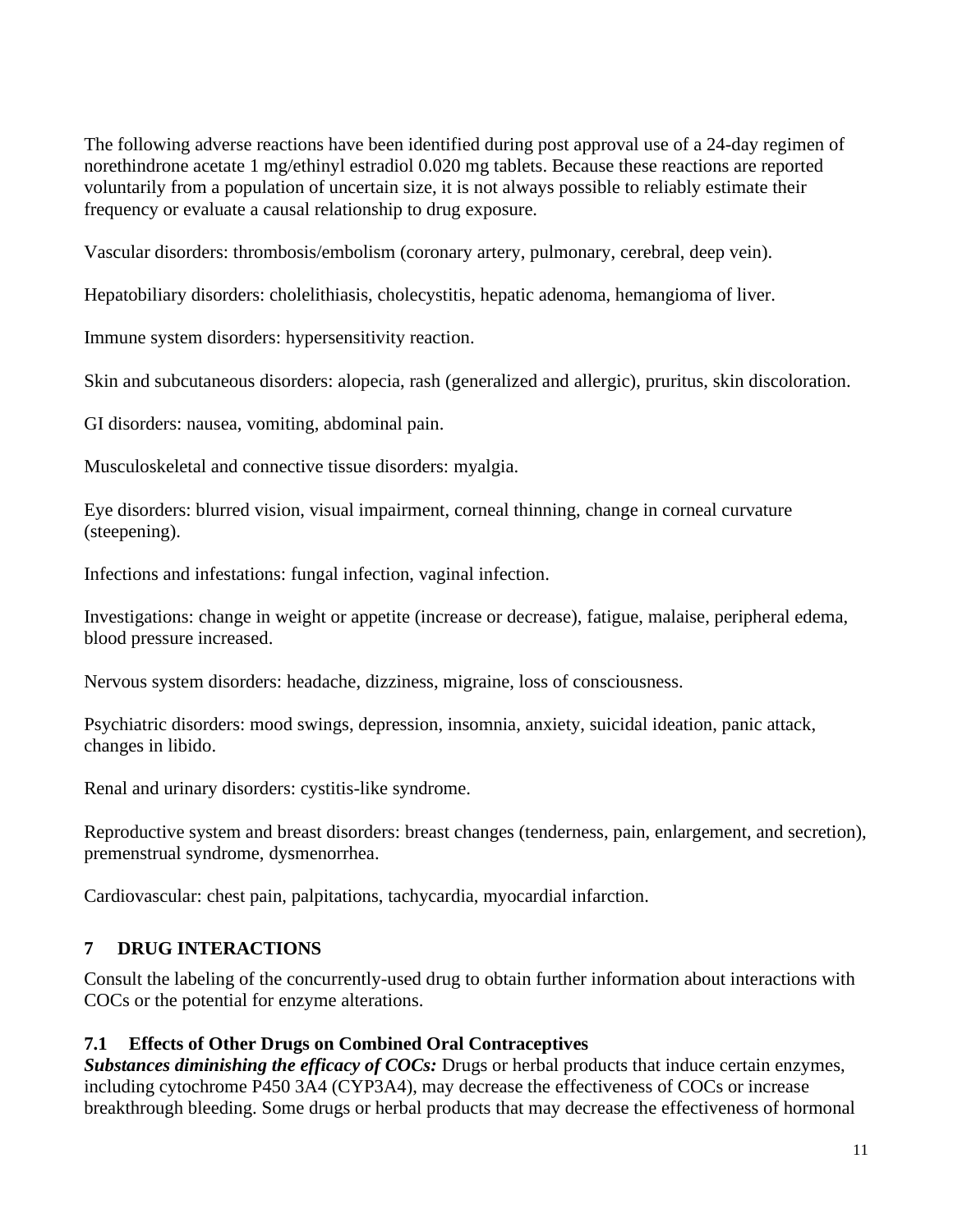The following adverse reactions have been identified during post approval use of a 24-day regimen of norethindrone acetate 1 mg/ethinyl estradiol 0.020 mg tablets. Because these reactions are reported voluntarily from a population of uncertain size, it is not always possible to reliably estimate their frequency or evaluate a causal relationship to drug exposure.

Vascular disorders: thrombosis/embolism (coronary artery, pulmonary, cerebral, deep vein).

Hepatobiliary disorders: cholelithiasis, cholecystitis, hepatic adenoma, hemangioma of liver.

Immune system disorders: hypersensitivity reaction.

Skin and subcutaneous disorders: alopecia, rash (generalized and allergic), pruritus, skin discoloration.

GI disorders: nausea, vomiting, abdominal pain.

Musculoskeletal and connective tissue disorders: myalgia.

Eye disorders: blurred vision, visual impairment, corneal thinning, change in corneal curvature (steepening).

Infections and infestations: fungal infection, vaginal infection.

Investigations: change in weight or appetite (increase or decrease), fatigue, malaise, peripheral edema, blood pressure increased.

Nervous system disorders: headache, dizziness, migraine, loss of consciousness.

Psychiatric disorders: mood swings, depression, insomnia, anxiety, suicidal ideation, panic attack, changes in libido.

Renal and urinary disorders: cystitis-like syndrome.

Reproductive system and breast disorders: breast changes (tenderness, pain, enlargement, and secretion), premenstrual syndrome, dysmenorrhea.

Cardiovascular: chest pain, palpitations, tachycardia, myocardial infarction.

## 7 DRUG INTERACTIONS

Consult the labeling of the concurrently-used drug to obtain further information about interactions with COCs or the potential for enzyme alterations.

### 7.1 Effects of Other Drugs on Combined Oral Contraceptives

***Substances diminishing the efficacy of COCs:*** Drugs or herbal products that induce certain enzymes, including cytochrome P450 3A4 (CYP3A4), may decrease the effectiveness of COCs or increase breakthrough bleeding. Some drugs or herbal products that may decrease the effectiveness of hormonal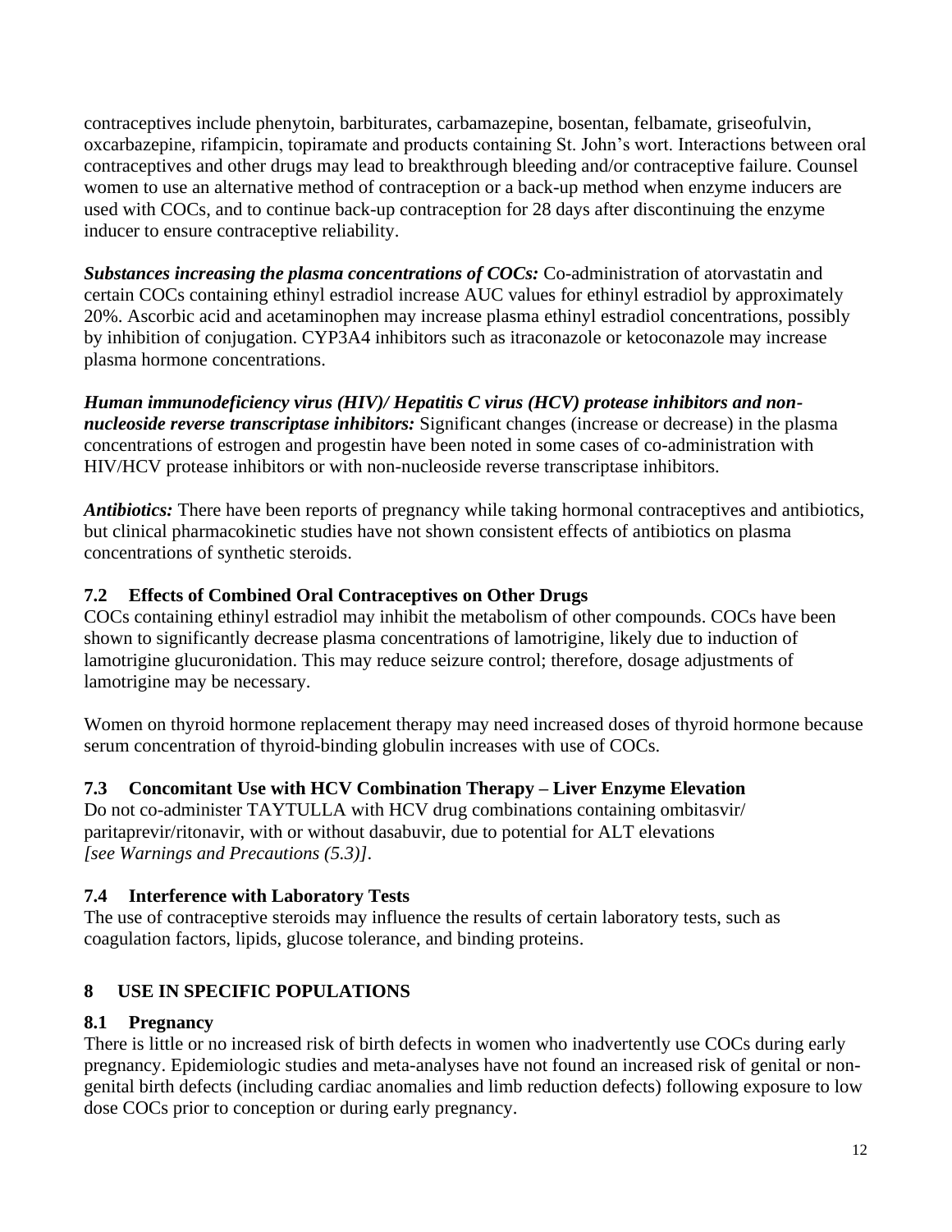contraceptives include phenytoin, barbiturates, carbamazepine, bosentan, felbamate, griseofulvin, oxcarbazepine, rifampicin, topiramate and products containing St. John's wort. Interactions between oral contraceptives and other drugs may lead to breakthrough bleeding and/or contraceptive failure. Counsel women to use an alternative method of contraception or a back-up method when enzyme inducers are used with COCs, and to continue back-up contraception for 28 days after discontinuing the enzyme inducer to ensure contraceptive reliability.

***Substances increasing the plasma concentrations of COCs:*** Co-administration of atorvastatin and certain COCs containing ethinyl estradiol increase AUC values for ethinyl estradiol by approximately 20%. Ascorbic acid and acetaminophen may increase plasma ethinyl estradiol concentrations, possibly by inhibition of conjugation. CYP3A4 inhibitors such as itraconazole or ketoconazole may increase plasma hormone concentrations.

***Human immunodeficiency virus (HIV)/ Hepatitis C virus (HCV) protease inhibitors and non-nucleoside reverse transcriptase inhibitors:*** Significant changes (increase or decrease) in the plasma concentrations of estrogen and progestin have been noted in some cases of co-administration with HIV/HCV protease inhibitors or with non-nucleoside reverse transcriptase inhibitors.

***Antibiotics:*** There have been reports of pregnancy while taking hormonal contraceptives and antibiotics, but clinical pharmacokinetic studies have not shown consistent effects of antibiotics on plasma concentrations of synthetic steroids.

### 7.2 Effects of Combined Oral Contraceptives on Other Drugs

COCs containing ethinyl estradiol may inhibit the metabolism of other compounds. COCs have been shown to significantly decrease plasma concentrations of lamotrigine, likely due to induction of lamotrigine glucuronidation. This may reduce seizure control; therefore, dosage adjustments of lamotrigine may be necessary.

Women on thyroid hormone replacement therapy may need increased doses of thyroid hormone because serum concentration of thyroid-binding globulin increases with use of COCs.

### 7.3 Concomitant Use with HCV Combination Therapy – Liver Enzyme Elevation

Do not co-administer TAYTULLA with HCV drug combinations containing ombitasvir/ paritaprevir/ritonavir, with or without dasabuvir, due to potential for ALT elevations *[see Warnings and Precautions (5.3)]*.

### 7.4 Interference with Laboratory Tests

The use of contraceptive steroids may influence the results of certain laboratory tests, such as coagulation factors, lipids, glucose tolerance, and binding proteins.

## 8 USE IN SPECIFIC POPULATIONS

### 8.1 Pregnancy

There is little or no increased risk of birth defects in women who inadvertently use COCs during early pregnancy. Epidemiologic studies and meta-analyses have not found an increased risk of genital or non-genital birth defects (including cardiac anomalies and limb reduction defects) following exposure to low dose COCs prior to conception or during early pregnancy.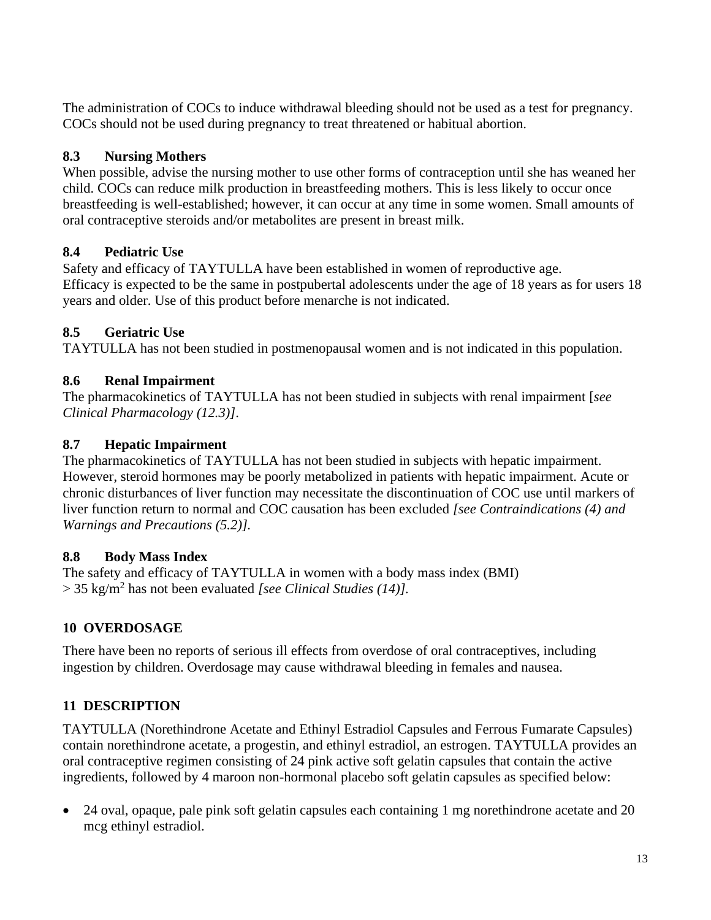The administration of COCs to induce withdrawal bleeding should not be used as a test for pregnancy. COCs should not be used during pregnancy to treat threatened or habitual abortion.

### 8.3 Nursing Mothers

When possible, advise the nursing mother to use other forms of contraception until she has weaned her child. COCs can reduce milk production in breastfeeding mothers. This is less likely to occur once breastfeeding is well-established; however, it can occur at any time in some women. Small amounts of oral contraceptive steroids and/or metabolites are present in breast milk.

### 8.4 Pediatric Use

Safety and efficacy of TAYTULLA have been established in women of reproductive age. Efficacy is expected to be the same in postpubertal adolescents under the age of 18 years as for users 18 years and older. Use of this product before menarche is not indicated.

### 8.5 Geriatric Use

TAYTULLA has not been studied in postmenopausal women and is not indicated in this population.

### 8.6 Renal Impairment

The pharmacokinetics of TAYTULLA has not been studied in subjects with renal impairment [*see Clinical Pharmacology (12.3)]*.

### 8.7 Hepatic Impairment

The pharmacokinetics of TAYTULLA has not been studied in subjects with hepatic impairment. However, steroid hormones may be poorly metabolized in patients with hepatic impairment. Acute or chronic disturbances of liver function may necessitate the discontinuation of COC use until markers of liver function return to normal and COC causation has been excluded *[see Contraindications (4) and Warnings and Precautions (5.2)].*

### 8.8 Body Mass Index

The safety and efficacy of TAYTULLA in women with a body mass index (BMI) > 35 kg/m$^2$ has not been evaluated *[see Clinical Studies (14)].*

## 10 OVERDOSAGE

There have been no reports of serious ill effects from overdose of oral contraceptives, including ingestion by children. Overdosage may cause withdrawal bleeding in females and nausea.

## 11 DESCRIPTION

TAYTULLA (Norethindrone Acetate and Ethinyl Estradiol Capsules and Ferrous Fumarate Capsules) contain norethindrone acetate, a progestin, and ethinyl estradiol, an estrogen. TAYTULLA provides an oral contraceptive regimen consisting of 24 pink active soft gelatin capsules that contain the active ingredients, followed by 4 maroon non-hormonal placebo soft gelatin capsules as specified below:

- 24 oval, opaque, pale pink soft gelatin capsules each containing 1 mg norethindrone acetate and 20 mcg ethinyl estradiol.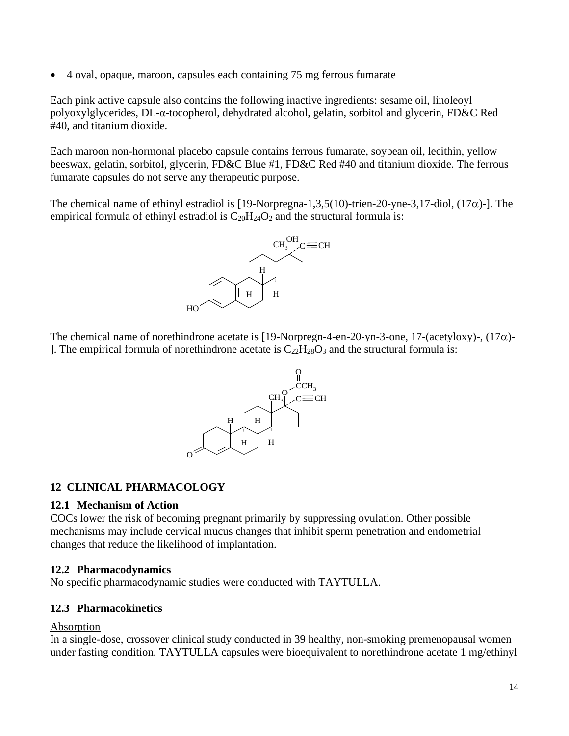- 4 oval, opaque, maroon, capsules each containing 75 mg ferrous fumarate

Each pink active capsule also contains the following inactive ingredients: sesame oil, linoleoyl polyoxylglycerides, DL-α-tocopherol, dehydrated alcohol, gelatin, sorbitol and glycerin, FD&C Red #40, and titanium dioxide.

Each maroon non-hormonal placebo capsule contains ferrous fumarate, soybean oil, lecithin, yellow beeswax, gelatin, sorbitol, glycerin, FD&C Blue #1, FD&C Red #40 and titanium dioxide. The ferrous fumarate capsules do not serve any therapeutic purpose.

The chemical name of ethinyl estradiol is [19-Norpregna-1,3,5(10)-trien-20-yne-3,17-diol, (17α)-]. The empirical formula of ethinyl estradiol is $C_{20}H_{24}O_2$ and the structural formula is:

The chemical name of norethindrone acetate is [19-Norpregn-4-en-20-yn-3-one, 17-(acetyloxy)-, (17α)-]. The empirical formula of norethindrone acetate is $C_{22}H_{28}O_3$ and the structural formula is:

## 12 CLINICAL PHARMACOLOGY

### 12.1 Mechanism of Action

COCs lower the risk of becoming pregnant primarily by suppressing ovulation. Other possible mechanisms may include cervical mucus changes that inhibit sperm penetration and endometrial changes that reduce the likelihood of implantation.

### 12.2 Pharmacodynamics

No specific pharmacodynamic studies were conducted with TAYTULLA.

### 12.3 Pharmacokinetics

Absorption

In a single-dose, crossover clinical study conducted in 39 healthy, non-smoking premenopausal women under fasting condition, TAYTULLA capsules were bioequivalent to norethindrone acetate 1 mg/ethinyl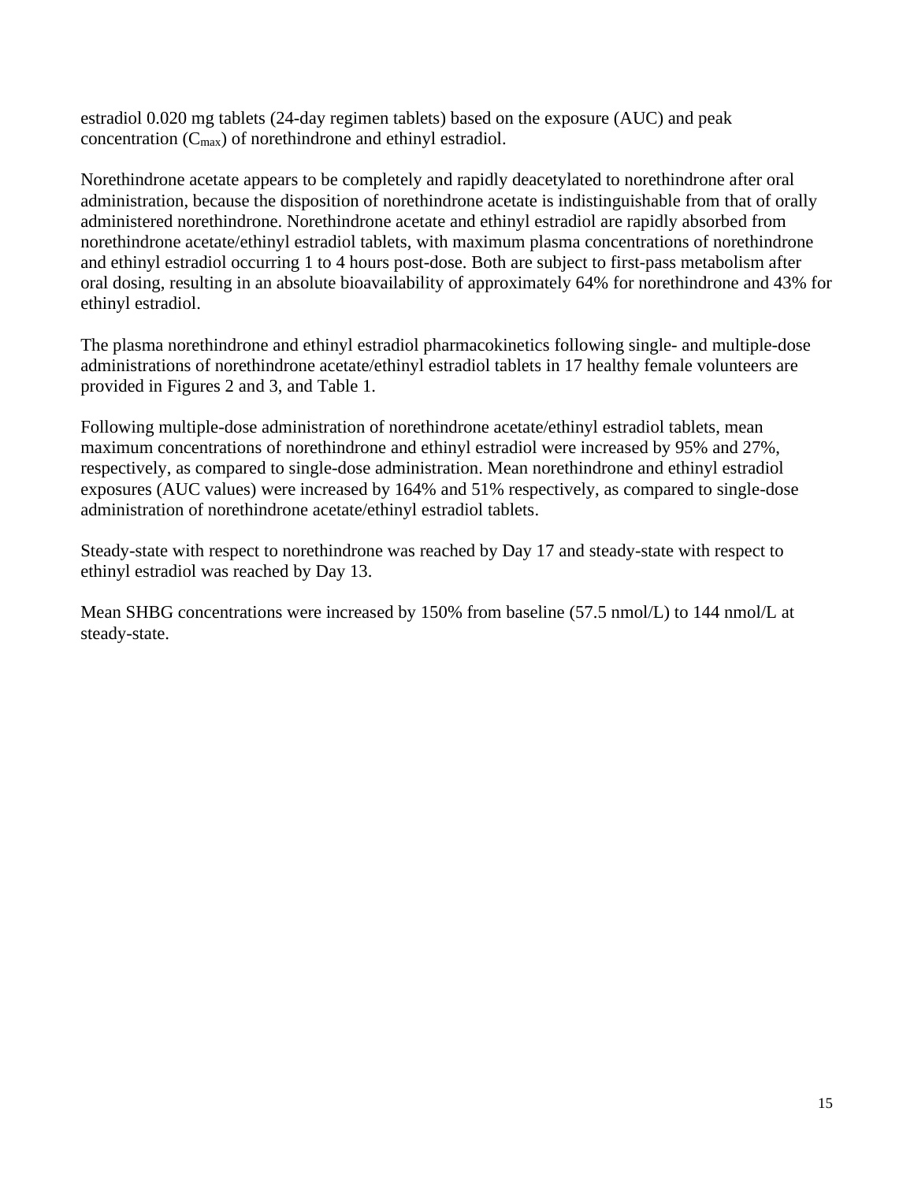estradiol 0.020 mg tablets (24-day regimen tablets) based on the exposure (AUC) and peak concentration ($C_{max}$) of norethindrone and ethinyl estradiol.

Norethindrone acetate appears to be completely and rapidly deacetylated to norethindrone after oral administration, because the disposition of norethindrone acetate is indistinguishable from that of orally administered norethindrone. Norethindrone acetate and ethinyl estradiol are rapidly absorbed from norethindrone acetate/ethinyl estradiol tablets, with maximum plasma concentrations of norethindrone and ethinyl estradiol occurring 1 to 4 hours post-dose. Both are subject to first-pass metabolism after oral dosing, resulting in an absolute bioavailability of approximately 64% for norethindrone and 43% for ethinyl estradiol.

The plasma norethindrone and ethinyl estradiol pharmacokinetics following single- and multiple-dose administrations of norethindrone acetate/ethinyl estradiol tablets in 17 healthy female volunteers are provided in Figures 2 and 3, and Table 1.

Following multiple-dose administration of norethindrone acetate/ethinyl estradiol tablets, mean maximum concentrations of norethindrone and ethinyl estradiol were increased by 95% and 27%, respectively, as compared to single-dose administration. Mean norethindrone and ethinyl estradiol exposures (AUC values) were increased by 164% and 51% respectively, as compared to single-dose administration of norethindrone acetate/ethinyl estradiol tablets.

Steady-state with respect to norethindrone was reached by Day 17 and steady-state with respect to ethinyl estradiol was reached by Day 13.

Mean SHBG concentrations were increased by 150% from baseline (57.5 nmol/L) to 144 nmol/L at steady-state.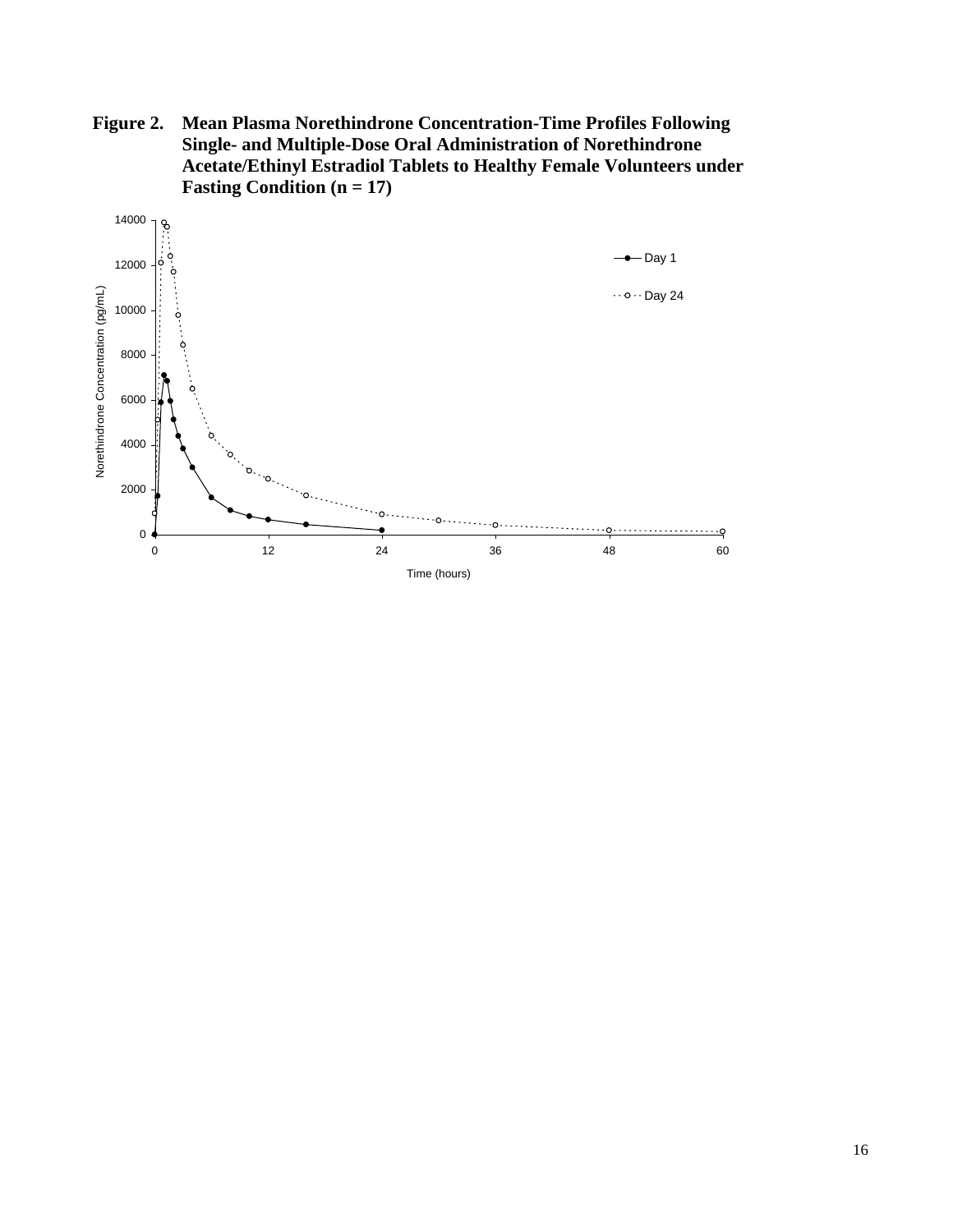**Figure 2. Mean Plasma Norethindrone Concentration-Time Profiles Following Single- and Multiple-Dose Oral Administration of Norethindrone Acetate/Ethinyl Estradiol Tablets to Healthy Female Volunteers under Fasting Condition (n = 17)**

Norethindrone Concentration (pg/mL)

Time (hours)

Day 1

Day 24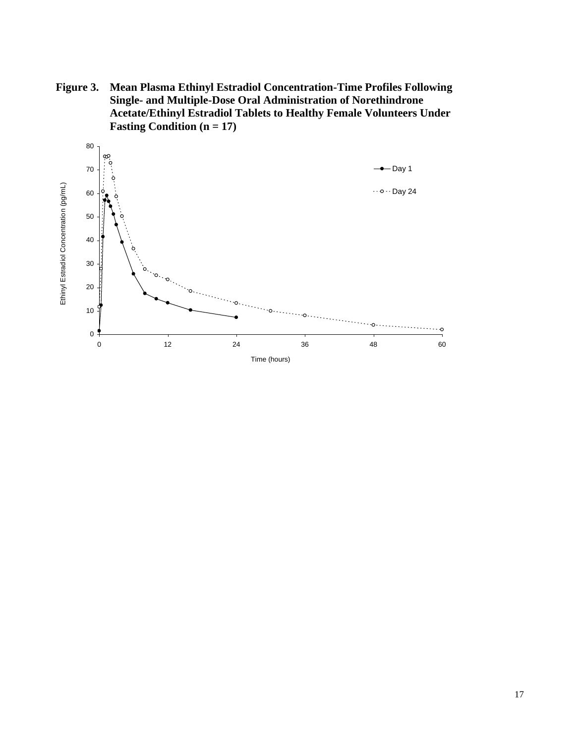**Figure 3. Mean Plasma Ethinyl Estradiol Concentration-Time Profiles Following Single- and Multiple-Dose Oral Administration of Norethindrone Acetate/Ethinyl Estradiol Tablets to Healthy Female Volunteers Under Fasting Condition (n = 17)**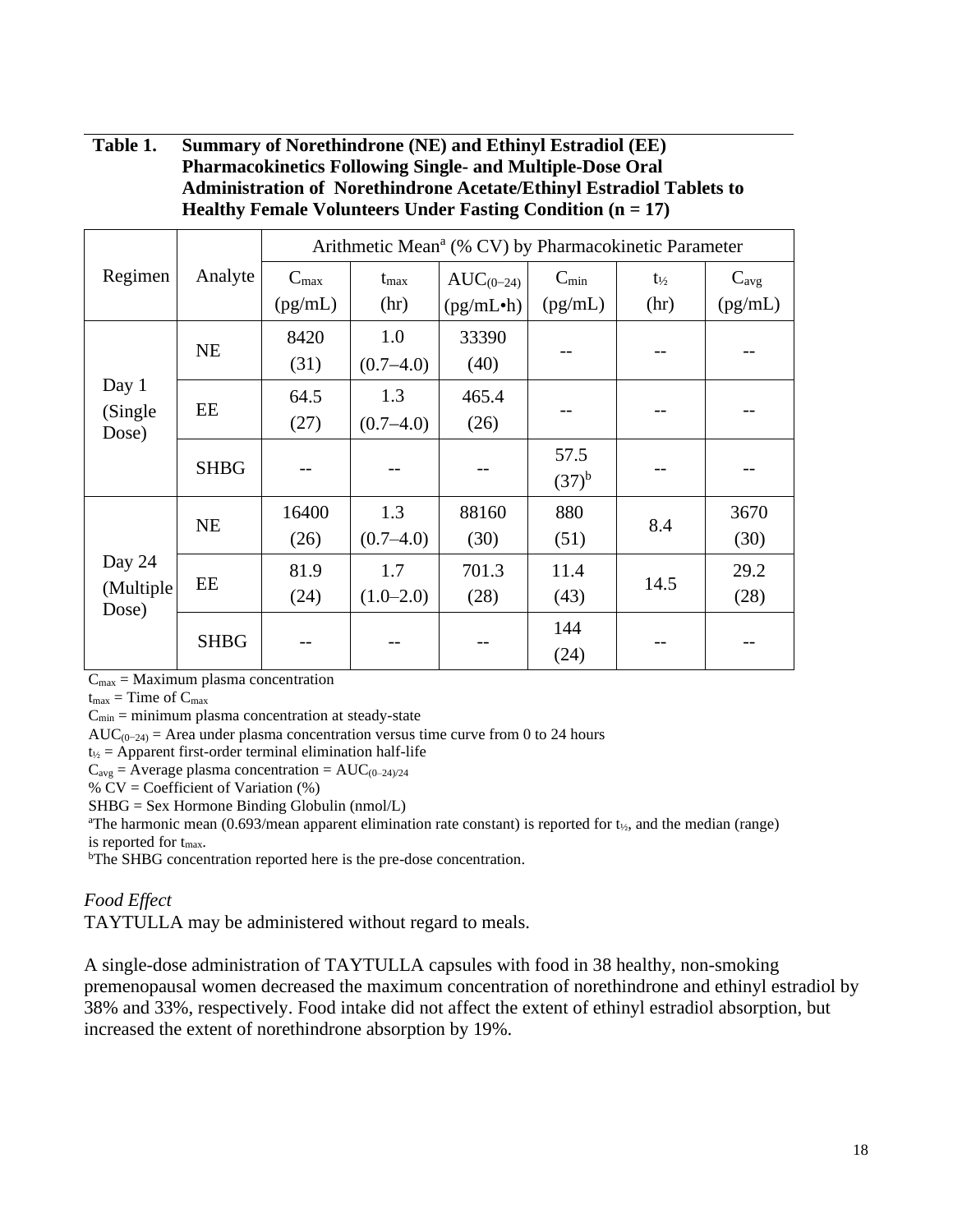**Table 1. Summary of Norethindrone (NE) and Ethinyl Estradiol (EE) Pharmacokinetics Following Single- and Multiple-Dose Oral Administration of Norethindrone Acetate/Ethinyl Estradiol Tablets to Healthy Female Volunteers Under Fasting Condition (n = 17)**

| Regimen | Analyte | Arithmetic Mean[a] (% CV) by Pharmacokinetic Parameter | | | | | |
|---|---|---|---|---|---|---|---|
| | | $C_{max}$ (pg/mL) | $t_{max}$ (hr) | $AUC_{(0-24)}$ (pg/mL•h) | $C_{min}$ (pg/mL) | $t_{½}$ (hr) | $C_{avg}$ (pg/mL) |
| Day 1 (Single Dose) | NE | 8420 (31) | 1.0 (0.7–4.0) | 33390 (40) | -- | -- | -- |
| | EE | 64.5 (27) | 1.3 (0.7–4.0) | 465.4 (26) | -- | -- | -- |
| | SHBG | -- | -- | -- | 57.5 (37)[b] | -- | -- |
| Day 24 (Multiple Dose) | NE | 16400 (26) | 1.3 (0.7–4.0) | 88160 (30) | 880 (51) | 8.4 | 3670 (30) |
| | EE | 81.9 (24) | 1.7 (1.0–2.0) | 701.3 (28) | 11.4 (43) | 14.5 | 29.2 (28) |
| | SHBG | -- | -- | -- | 144 (24) | -- | -- |

$C_{max}$ = Maximum plasma concentration

$t_{max}$ = Time of $C_{max}$

$C_{min}$ = minimum plasma concentration at steady-state

$AUC_{(0-24)}$ = Area under plasma concentration versus time curve from 0 to 24 hours

$t_{½}$ = Apparent first-order terminal elimination half-life

$C_{avg}$ = Average plasma concentration = $AUC_{(0-24)/24}$

% CV = Coefficient of Variation (%)

SHBG = Sex Hormone Binding Globulin (nmol/L)

[a]The harmonic mean (0.693/mean apparent elimination rate constant) is reported for $t_{½}$, and the median (range) is reported for $t_{max}$.

[b]The SHBG concentration reported here is the pre-dose concentration.

*Food Effect*

TAYTULLA may be administered without regard to meals.

A single-dose administration of TAYTULLA capsules with food in 38 healthy, non-smoking premenopausal women decreased the maximum concentration of norethindrone and ethinyl estradiol by 38% and 33%, respectively. Food intake did not affect the extent of ethinyl estradiol absorption, but increased the extent of norethindrone absorption by 19%.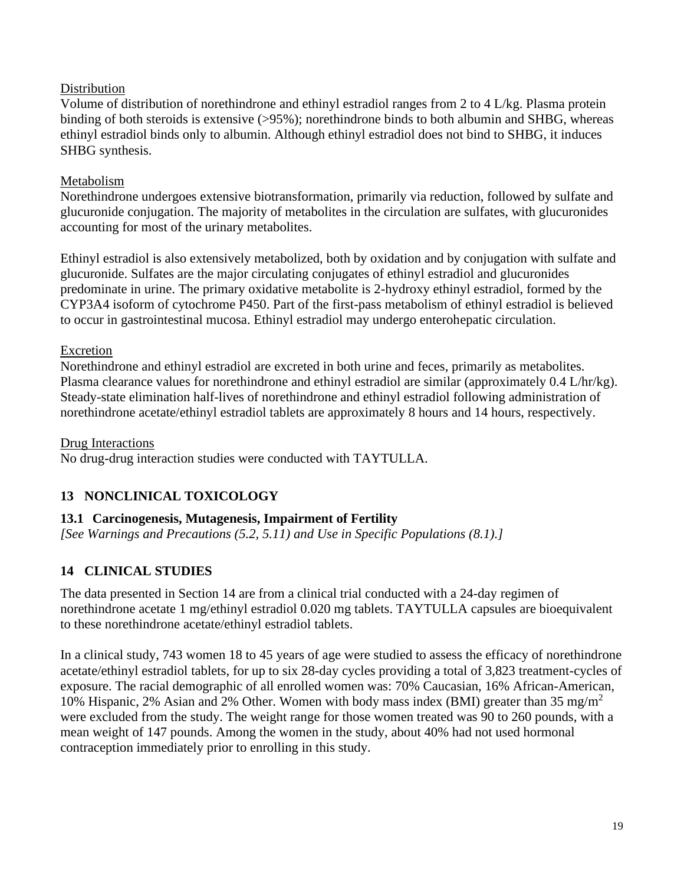Distribution

Volume of distribution of norethindrone and ethinyl estradiol ranges from 2 to 4 L/kg. Plasma protein binding of both steroids is extensive (>95%); norethindrone binds to both albumin and SHBG, whereas ethinyl estradiol binds only to albumin. Although ethinyl estradiol does not bind to SHBG, it induces SHBG synthesis.

Metabolism

Norethindrone undergoes extensive biotransformation, primarily via reduction, followed by sulfate and glucuronide conjugation. The majority of metabolites in the circulation are sulfates, with glucuronides accounting for most of the urinary metabolites.

Ethinyl estradiol is also extensively metabolized, both by oxidation and by conjugation with sulfate and glucuronide. Sulfates are the major circulating conjugates of ethinyl estradiol and glucuronides predominate in urine. The primary oxidative metabolite is 2-hydroxy ethinyl estradiol, formed by the CYP3A4 isoform of cytochrome P450. Part of the first-pass metabolism of ethinyl estradiol is believed to occur in gastrointestinal mucosa. Ethinyl estradiol may undergo enterohepatic circulation.

Excretion

Norethindrone and ethinyl estradiol are excreted in both urine and feces, primarily as metabolites. Plasma clearance values for norethindrone and ethinyl estradiol are similar (approximately 0.4 L/hr/kg). Steady-state elimination half-lives of norethindrone and ethinyl estradiol following administration of norethindrone acetate/ethinyl estradiol tablets are approximately 8 hours and 14 hours, respectively.

Drug Interactions

No drug-drug interaction studies were conducted with TAYTULLA.

## 13 NONCLINICAL TOXICOLOGY

### 13.1 Carcinogenesis, Mutagenesis, Impairment of Fertility

*[See Warnings and Precautions (5.2, 5.11) and Use in Specific Populations (8.1).]*

## 14 CLINICAL STUDIES

The data presented in Section 14 are from a clinical trial conducted with a 24-day regimen of norethindrone acetate 1 mg/ethinyl estradiol 0.020 mg tablets. TAYTULLA capsules are bioequivalent to these norethindrone acetate/ethinyl estradiol tablets.

In a clinical study, 743 women 18 to 45 years of age were studied to assess the efficacy of norethindrone acetate/ethinyl estradiol tablets, for up to six 28-day cycles providing a total of 3,823 treatment-cycles of exposure. The racial demographic of all enrolled women was: 70% Caucasian, 16% African-American, 10% Hispanic, 2% Asian and 2% Other. Women with body mass index (BMI) greater than 35 $mg/m^2$ were excluded from the study. The weight range for those women treated was 90 to 260 pounds, with a mean weight of 147 pounds. Among the women in the study, about 40% had not used hormonal contraception immediately prior to enrolling in this study.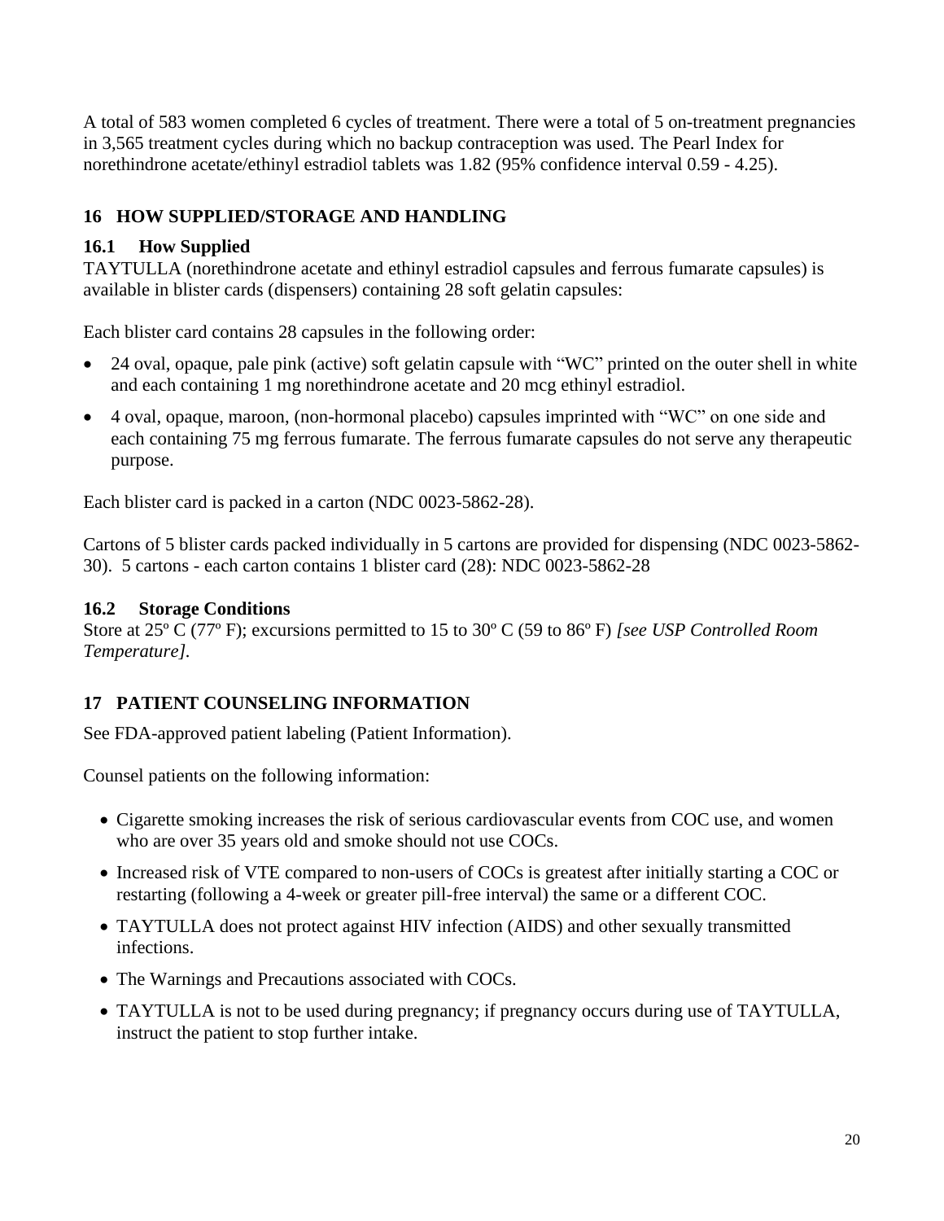A total of 583 women completed 6 cycles of treatment. There were a total of 5 on-treatment pregnancies in 3,565 treatment cycles during which no backup contraception was used. The Pearl Index for norethindrone acetate/ethinyl estradiol tablets was 1.82 (95% confidence interval 0.59 - 4.25).

## 16 HOW SUPPLIED/STORAGE AND HANDLING

### 16.1 How Supplied

TAYTULLA (norethindrone acetate and ethinyl estradiol capsules and ferrous fumarate capsules) is available in blister cards (dispensers) containing 28 soft gelatin capsules:

Each blister card contains 28 capsules in the following order:

- 24 oval, opaque, pale pink (active) soft gelatin capsule with "WC" printed on the outer shell in white and each containing 1 mg norethindrone acetate and 20 mcg ethinyl estradiol.
- 4 oval, opaque, maroon, (non-hormonal placebo) capsules imprinted with "WC" on one side and each containing 75 mg ferrous fumarate. The ferrous fumarate capsules do not serve any therapeutic purpose.

Each blister card is packed in a carton (NDC 0023-5862-28).

Cartons of 5 blister cards packed individually in 5 cartons are provided for dispensing (NDC 0023-5862-30). 5 cartons - each carton contains 1 blister card (28): NDC 0023-5862-28

### 16.2 Storage Conditions

Store at 25º C (77º F); excursions permitted to 15 to 30º C (59 to 86º F) *[see USP Controlled Room Temperature].*

## 17 PATIENT COUNSELING INFORMATION

See FDA-approved patient labeling (Patient Information).

Counsel patients on the following information:

- Cigarette smoking increases the risk of serious cardiovascular events from COC use, and women who are over 35 years old and smoke should not use COCs.
- Increased risk of VTE compared to non-users of COCs is greatest after initially starting a COC or restarting (following a 4-week or greater pill-free interval) the same or a different COC.
- TAYTULLA does not protect against HIV infection (AIDS) and other sexually transmitted infections.
- The Warnings and Precautions associated with COCs.
- TAYTULLA is not to be used during pregnancy; if pregnancy occurs during use of TAYTULLA, instruct the patient to stop further intake.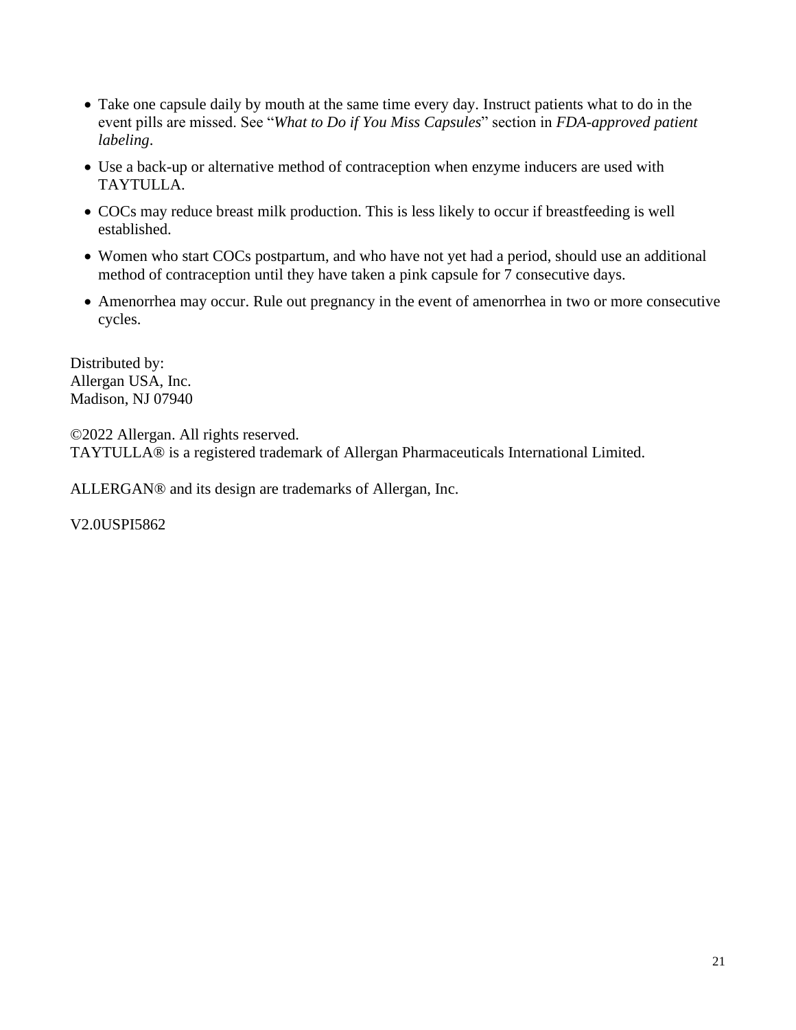- Take one capsule daily by mouth at the same time every day. Instruct patients what to do in the event pills are missed. See "*What to Do if You Miss Capsules*" section in *FDA-approved patient labeling*.
- Use a back-up or alternative method of contraception when enzyme inducers are used with TAYTULLA.
- COCs may reduce breast milk production. This is less likely to occur if breastfeeding is well established.
- Women who start COCs postpartum, and who have not yet had a period, should use an additional method of contraception until they have taken a pink capsule for 7 consecutive days.
- Amenorrhea may occur. Rule out pregnancy in the event of amenorrhea in two or more consecutive cycles.

Distributed by:
Allergan USA, Inc.
Madison, NJ 07940

©2022 Allergan. All rights reserved.
TAYTULLA® is a registered trademark of Allergan Pharmaceuticals International Limited.

ALLERGAN® and its design are trademarks of Allergan, Inc.

V2.0USPI5862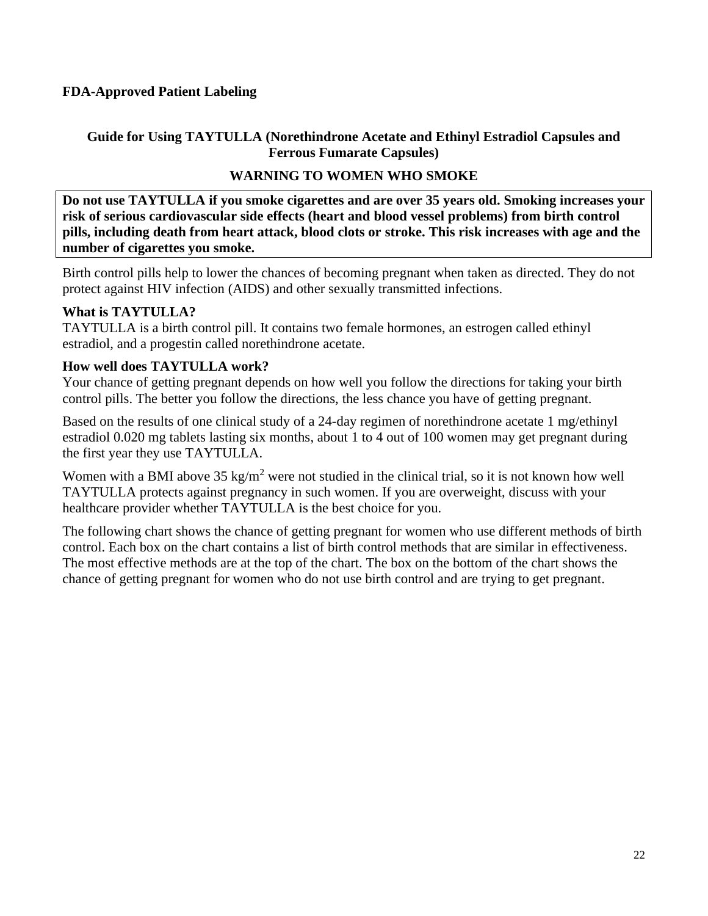**FDA-Approved Patient Labeling**

## Guide for Using TAYTULLA (Norethindrone Acetate and Ethinyl Estradiol Capsules and Ferrous Fumarate Capsules)

### WARNING TO WOMEN WHO SMOKE

**Do not use TAYTULLA if you smoke cigarettes and are over 35 years old. Smoking increases your risk of serious cardiovascular side effects (heart and blood vessel problems) from birth control pills, including death from heart attack, blood clots or stroke. This risk increases with age and the number of cigarettes you smoke.**

Birth control pills help to lower the chances of becoming pregnant when taken as directed. They do not protect against HIV infection (AIDS) and other sexually transmitted infections.

**What is TAYTULLA?**
TAYTULLA is a birth control pill. It contains two female hormones, an estrogen called ethinyl estradiol, and a progestin called norethindrone acetate.

**How well does TAYTULLA work?**
Your chance of getting pregnant depends on how well you follow the directions for taking your birth control pills. The better you follow the directions, the less chance you have of getting pregnant.

Based on the results of one clinical study of a 24-day regimen of norethindrone acetate 1 mg/ethinyl estradiol 0.020 mg tablets lasting six months, about 1 to 4 out of 100 women may get pregnant during the first year they use TAYTULLA.

Women with a BMI above 35 $kg/m^2$ were not studied in the clinical trial, so it is not known how well TAYTULLA protects against pregnancy in such women. If you are overweight, discuss with your healthcare provider whether TAYTULLA is the best choice for you.

The following chart shows the chance of getting pregnant for women who use different methods of birth control. Each box on the chart contains a list of birth control methods that are similar in effectiveness. The most effective methods are at the top of the chart. The box on the bottom of the chart shows the chance of getting pregnant for women who do not use birth control and are trying to get pregnant.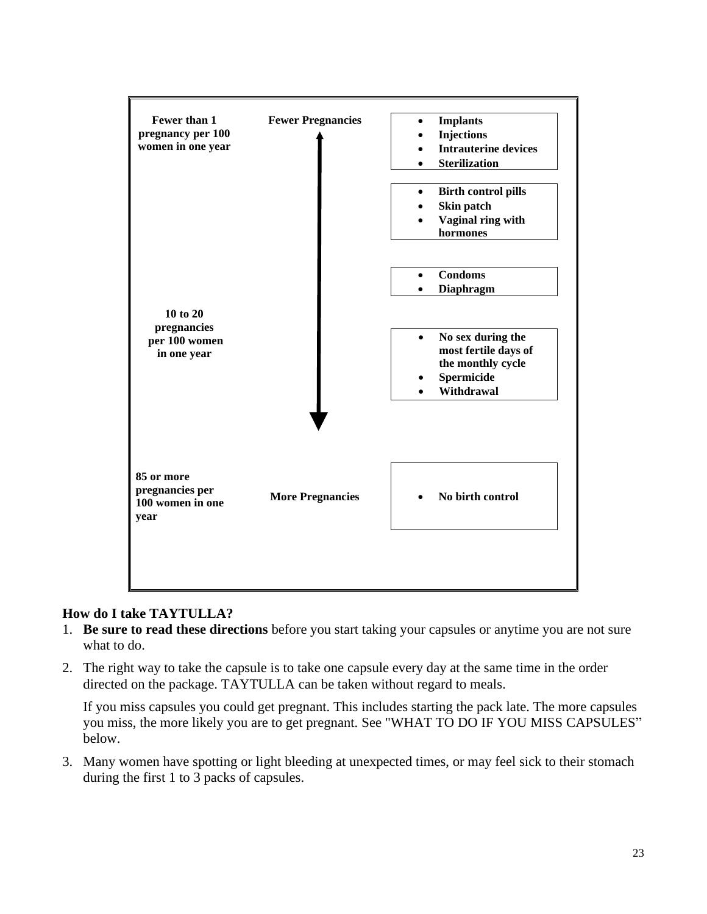| Fewer than 1 pregnancy per 100 women in one year | Fewer Pregnancies | • Implants<br>• Injections<br>• Intrauterine devices<br>• Sterilization |
|---|---|---|
| | | • Birth control pills<br>• Skin patch<br>• Vaginal ring with hormones |
| | | • Condoms<br>• Diaphragm |
| 10 to 20 pregnancies per 100 women in one year | | • No sex during the most fertile days of the monthly cycle<br>• Spermicide<br>• Withdrawal |
| 85 or more pregnancies per 100 women in one year | More Pregnancies | • No birth control |

### How do I take TAYTULLA?

1. **Be sure to read these directions** before you start taking your capsules or anytime you are not sure what to do.
2. The right way to take the capsule is to take one capsule every day at the same time in the order directed on the package. TAYTULLA can be taken without regard to meals.

   If you miss capsules you could get pregnant. This includes starting the pack late. The more capsules you miss, the more likely you are to get pregnant. See "WHAT TO DO IF YOU MISS CAPSULES" below.
3. Many women have spotting or light bleeding at unexpected times, or may feel sick to their stomach during the first 1 to 3 packs of capsules.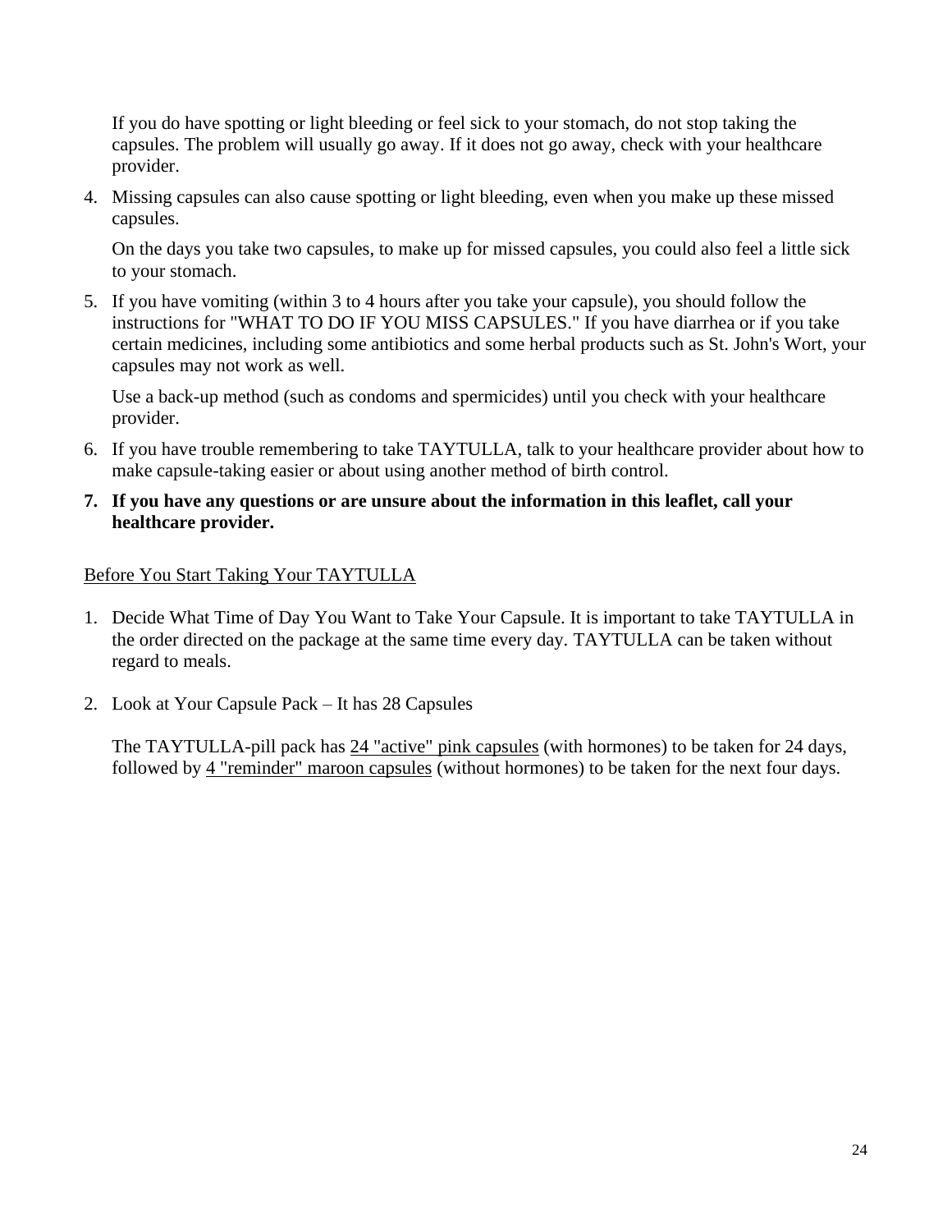If you do have spotting or light bleeding or feel sick to your stomach, do not stop taking the capsules. The problem will usually go away. If it does not go away, check with your healthcare provider.

4. Missing capsules can also cause spotting or light bleeding, even when you make up these missed capsules.

   On the days you take two capsules, to make up for missed capsules, you could also feel a little sick to your stomach.

5. If you have vomiting (within 3 to 4 hours after you take your capsule), you should follow the instructions for "WHAT TO DO IF YOU MISS CAPSULES." If you have diarrhea or if you take certain medicines, including some antibiotics and some herbal products such as St. John's Wort, your capsules may not work as well.

   Use a back-up method (such as condoms and spermicides) until you check with your healthcare provider.

6. If you have trouble remembering to take TAYTULLA, talk to your healthcare provider about how to make capsule-taking easier or about using another method of birth control.

7. **If you have any questions or are unsure about the information in this leaflet, call your healthcare provider.**

<u>Before You Start Taking Your TAYTULLA</u>

1. Decide What Time of Day You Want to Take Your Capsule. It is important to take TAYTULLA in the order directed on the package at the same time every day. TAYTULLA can be taken without regard to meals.

2. Look at Your Capsule Pack – It has 28 Capsules

   The TAYTULLA-pill pack has <u>24 "active" pink capsules</u> (with hormones) to be taken for 24 days, followed by <u>4 "reminder" maroon capsules</u> (without hormones) to be taken for the next four days.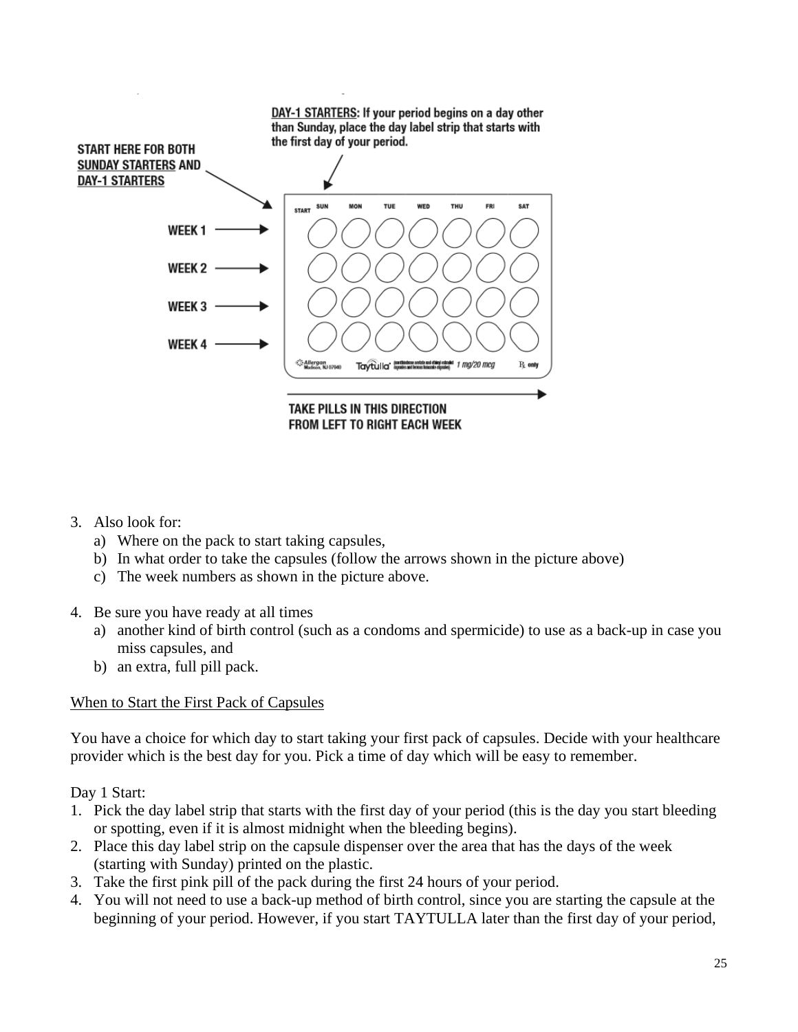DAY-1 STARTERS: If your period begins on a day other than Sunday, place the day label strip that starts with the first day of your period.

START HERE FOR BOTH SUNDAY STARTERS AND DAY-1 STARTERS

| START | SUN | MON | TUE | WED | THU | FRI | SAT |
|---|---|---|---|---|---|---|---|
| WEEK 1 | | | | | | | |
| WEEK 2 | | | | | | | |
| WEEK 3 | | | | | | | |
| WEEK 4 | | | | | | | |

Allergan Madison, NJ 07940 Taytulla® (norethindrone acetate and ethinyl estradiol capsules and ferrous fumarate capsules) 1 mg/20 mcg Rx only

TAKE PILLS IN THIS DIRECTION FROM LEFT TO RIGHT EACH WEEK

3. Also look for:
   a) Where on the pack to start taking capsules,
   b) In what order to take the capsules (follow the arrows shown in the picture above)
   c) The week numbers as shown in the picture above.

4. Be sure you have ready at all times
   a) another kind of birth control (such as a condoms and spermicide) to use as a back-up in case you miss capsules, and
   b) an extra, full pill pack.

When to Start the First Pack of Capsules

You have a choice for which day to start taking your first pack of capsules. Decide with your healthcare provider which is the best day for you. Pick a time of day which will be easy to remember.

Day 1 Start:

1. Pick the day label strip that starts with the first day of your period (this is the day you start bleeding or spotting, even if it is almost midnight when the bleeding begins).
2. Place this day label strip on the capsule dispenser over the area that has the days of the week (starting with Sunday) printed on the plastic.
3. Take the first pink pill of the pack during the first 24 hours of your period.
4. You will not need to use a back-up method of birth control, since you are starting the capsule at the beginning of your period. However, if you start TAYTULLA later than the first day of your period,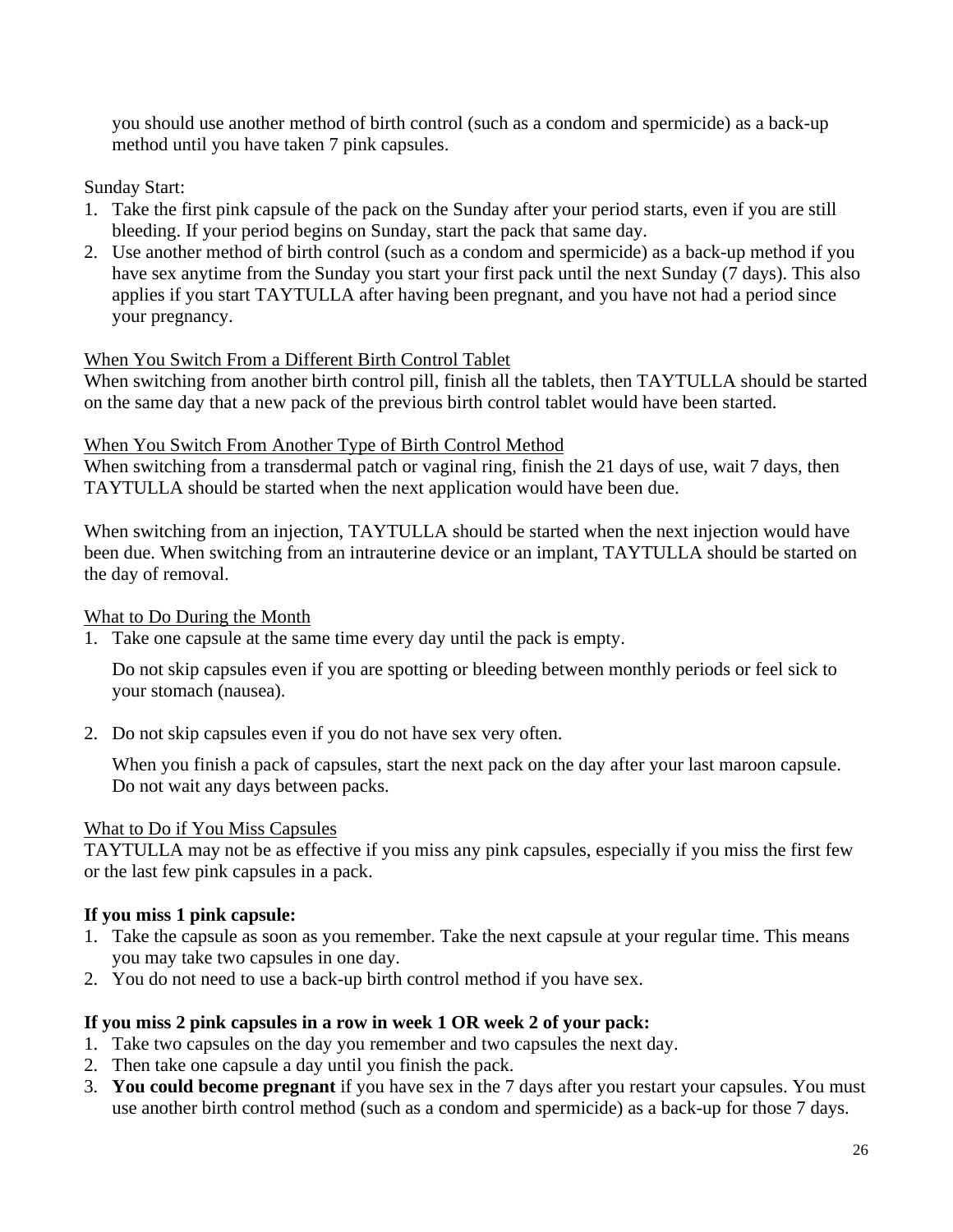you should use another method of birth control (such as a condom and spermicide) as a back-up method until you have taken 7 pink capsules.

Sunday Start:

1. Take the first pink capsule of the pack on the Sunday after your period starts, even if you are still bleeding. If your period begins on Sunday, start the pack that same day.
2. Use another method of birth control (such as a condom and spermicide) as a back-up method if you have sex anytime from the Sunday you start your first pack until the next Sunday (7 days). This also applies if you start TAYTULLA after having been pregnant, and you have not had a period since your pregnancy.

<u>When You Switch From a Different Birth Control Tablet</u>

When switching from another birth control pill, finish all the tablets, then TAYTULLA should be started on the same day that a new pack of the previous birth control tablet would have been started.

<u>When You Switch From Another Type of Birth Control Method</u>

When switching from a transdermal patch or vaginal ring, finish the 21 days of use, wait 7 days, then TAYTULLA should be started when the next application would have been due.

When switching from an injection, TAYTULLA should be started when the next injection would have been due. When switching from an intrauterine device or an implant, TAYTULLA should be started on the day of removal.

<u>What to Do During the Month</u>

1. Take one capsule at the same time every day until the pack is empty.

   Do not skip capsules even if you are spotting or bleeding between monthly periods or feel sick to your stomach (nausea).

2. Do not skip capsules even if you do not have sex very often.

   When you finish a pack of capsules, start the next pack on the day after your last maroon capsule. Do not wait any days between packs.

<u>What to Do if You Miss Capsules</u>

TAYTULLA may not be as effective if you miss any pink capsules, especially if you miss the first few or the last few pink capsules in a pack.

**If you miss 1 pink capsule:**

1. Take the capsule as soon as you remember. Take the next capsule at your regular time. This means you may take two capsules in one day.
2. You do not need to use a back-up birth control method if you have sex.

**If you miss 2 pink capsules in a row in week 1 OR week 2 of your pack:**

1. Take two capsules on the day you remember and two capsules the next day.
2. Then take one capsule a day until you finish the pack.
3. **You could become pregnant** if you have sex in the 7 days after you restart your capsules. You must use another birth control method (such as a condom and spermicide) as a back-up for those 7 days.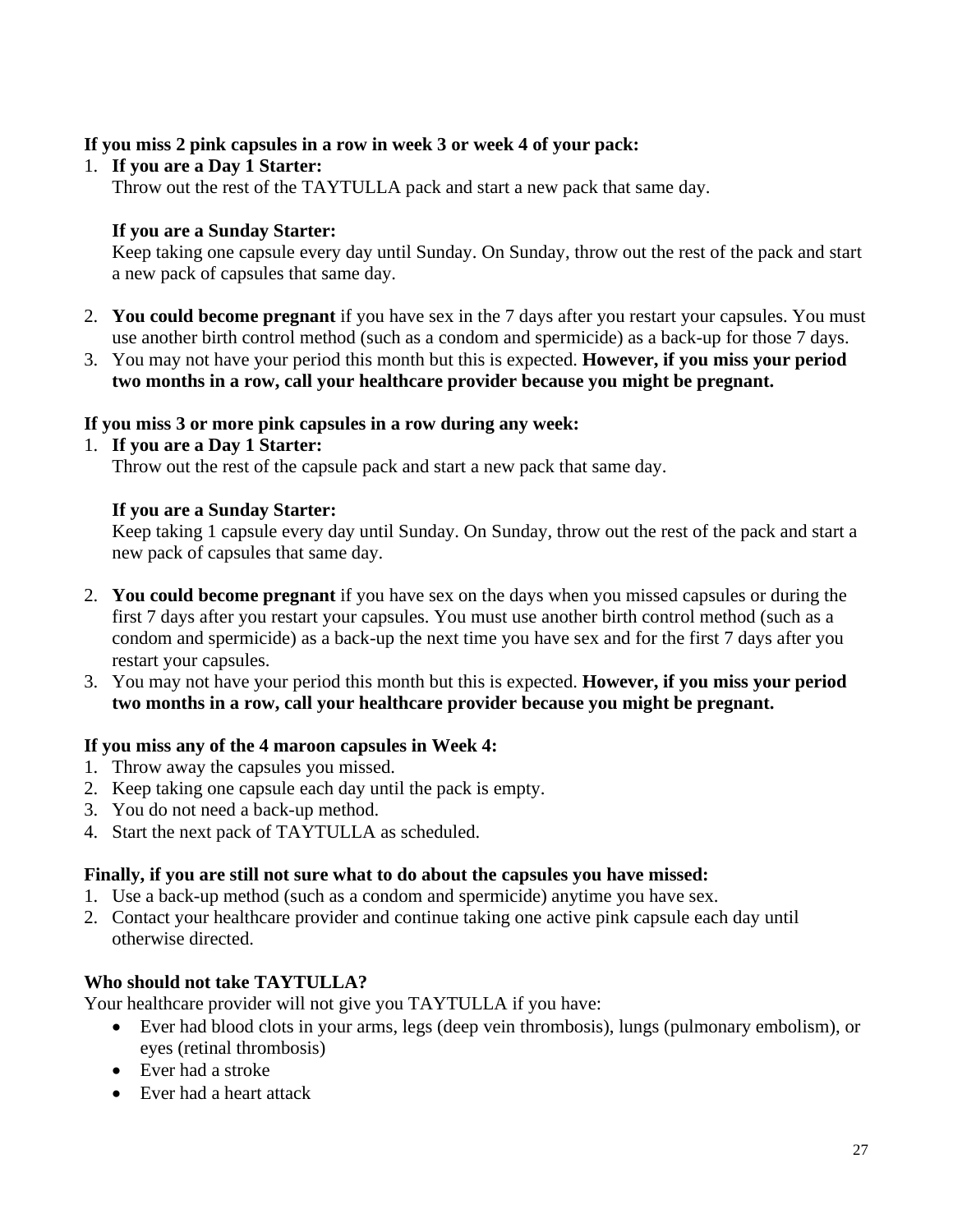**If you miss 2 pink capsules in a row in week 3 or week 4 of your pack:**

1. **If you are a Day 1 Starter:**
   Throw out the rest of the TAYTULLA pack and start a new pack that same day.

   **If you are a Sunday Starter:**
   Keep taking one capsule every day until Sunday. On Sunday, throw out the rest of the pack and start a new pack of capsules that same day.

2. **You could become pregnant** if you have sex in the 7 days after you restart your capsules. You must use another birth control method (such as a condom and spermicide) as a back-up for those 7 days.
3. You may not have your period this month but this is expected. **However, if you miss your period two months in a row, call your healthcare provider because you might be pregnant.**

**If you miss 3 or more pink capsules in a row during any week:**

1. **If you are a Day 1 Starter:**
   Throw out the rest of the capsule pack and start a new pack that same day.

   **If you are a Sunday Starter:**
   Keep taking 1 capsule every day until Sunday. On Sunday, throw out the rest of the pack and start a new pack of capsules that same day.

2. **You could become pregnant** if you have sex on the days when you missed capsules or during the first 7 days after you restart your capsules. You must use another birth control method (such as a condom and spermicide) as a back-up the next time you have sex and for the first 7 days after you restart your capsules.
3. You may not have your period this month but this is expected. **However, if you miss your period two months in a row, call your healthcare provider because you might be pregnant.**

**If you miss any of the 4 maroon capsules in Week 4:**

1. Throw away the capsules you missed.
2. Keep taking one capsule each day until the pack is empty.
3. You do not need a back-up method.
4. Start the next pack of TAYTULLA as scheduled.

**Finally, if you are still not sure what to do about the capsules you have missed:**

1. Use a back-up method (such as a condom and spermicide) anytime you have sex.
2. Contact your healthcare provider and continue taking one active pink capsule each day until otherwise directed.

**Who should not take TAYTULLA?**

Your healthcare provider will not give you TAYTULLA if you have:

- Ever had blood clots in your arms, legs (deep vein thrombosis), lungs (pulmonary embolism), or eyes (retinal thrombosis)
- Ever had a stroke
- Ever had a heart attack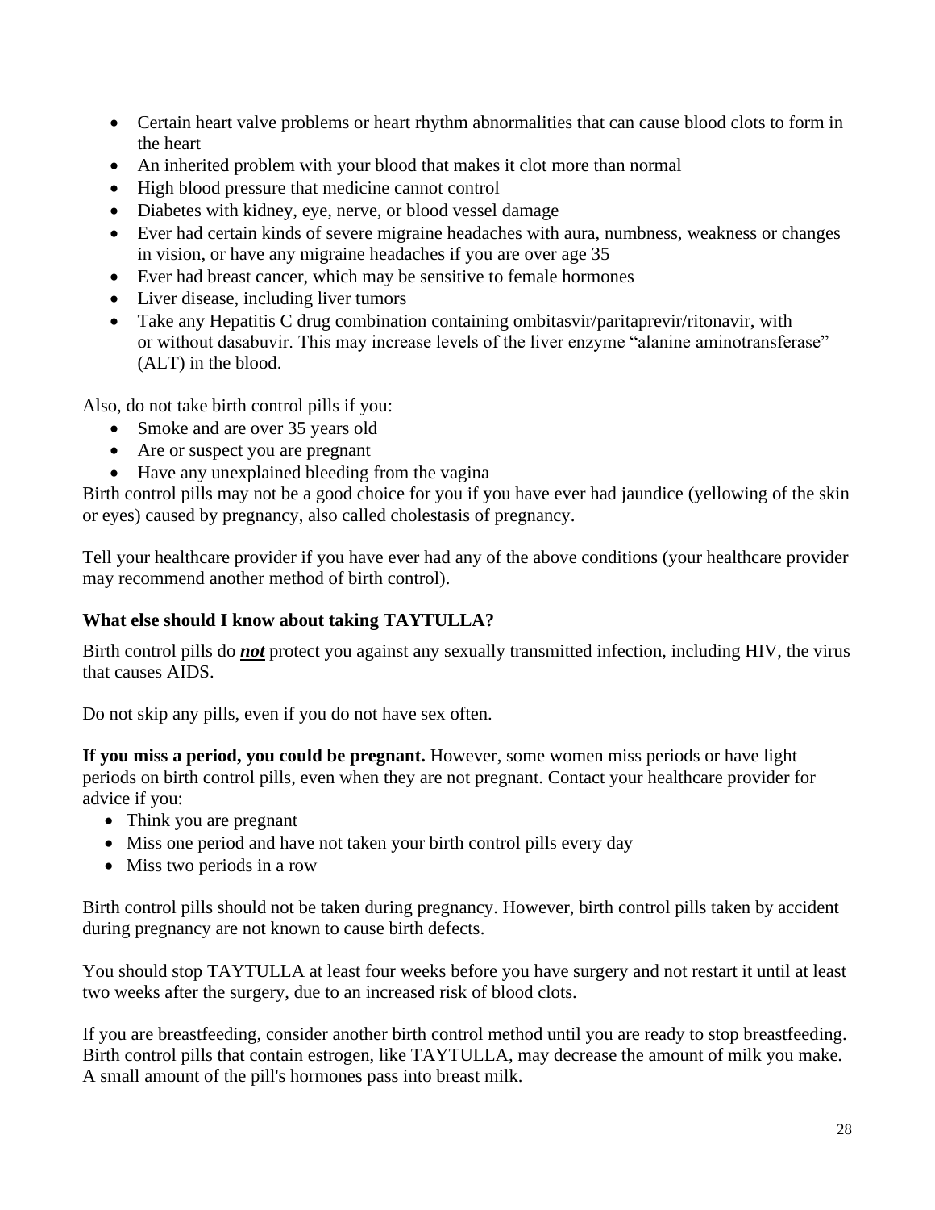- Certain heart valve problems or heart rhythm abnormalities that can cause blood clots to form in the heart
- An inherited problem with your blood that makes it clot more than normal
- High blood pressure that medicine cannot control
- Diabetes with kidney, eye, nerve, or blood vessel damage
- Ever had certain kinds of severe migraine headaches with aura, numbness, weakness or changes in vision, or have any migraine headaches if you are over age 35
- Ever had breast cancer, which may be sensitive to female hormones
- Liver disease, including liver tumors
- Take any Hepatitis C drug combination containing ombitasvir/paritaprevir/ritonavir, with or without dasabuvir. This may increase levels of the liver enzyme "alanine aminotransferase" (ALT) in the blood.

Also, do not take birth control pills if you:

- Smoke and are over 35 years old
- Are or suspect you are pregnant
- Have any unexplained bleeding from the vagina

Birth control pills may not be a good choice for you if you have ever had jaundice (yellowing of the skin or eyes) caused by pregnancy, also called cholestasis of pregnancy.

Tell your healthcare provider if you have ever had any of the above conditions (your healthcare provider may recommend another method of birth control).

### What else should I know about taking TAYTULLA?

Birth control pills do ***not*** protect you against any sexually transmitted infection, including HIV, the virus that causes AIDS.

Do not skip any pills, even if you do not have sex often.

**If you miss a period, you could be pregnant.** However, some women miss periods or have light periods on birth control pills, even when they are not pregnant. Contact your healthcare provider for advice if you:

- Think you are pregnant
- Miss one period and have not taken your birth control pills every day
- Miss two periods in a row

Birth control pills should not be taken during pregnancy. However, birth control pills taken by accident during pregnancy are not known to cause birth defects.

You should stop TAYTULLA at least four weeks before you have surgery and not restart it until at least two weeks after the surgery, due to an increased risk of blood clots.

If you are breastfeeding, consider another birth control method until you are ready to stop breastfeeding. Birth control pills that contain estrogen, like TAYTULLA, may decrease the amount of milk you make. A small amount of the pill's hormones pass into breast milk.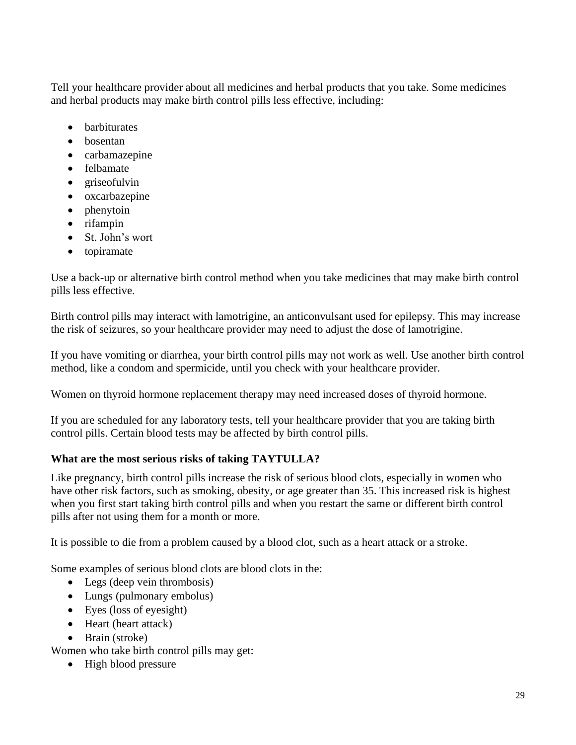Tell your healthcare provider about all medicines and herbal products that you take. Some medicines and herbal products may make birth control pills less effective, including:

- barbiturates
- bosentan
- carbamazepine
- felbamate
- griseofulvin
- oxcarbazepine
- phenytoin
- rifampin
- St. John's wort
- topiramate

Use a back-up or alternative birth control method when you take medicines that may make birth control pills less effective.

Birth control pills may interact with lamotrigine, an anticonvulsant used for epilepsy. This may increase the risk of seizures, so your healthcare provider may need to adjust the dose of lamotrigine.

If you have vomiting or diarrhea, your birth control pills may not work as well. Use another birth control method, like a condom and spermicide, until you check with your healthcare provider.

Women on thyroid hormone replacement therapy may need increased doses of thyroid hormone.

If you are scheduled for any laboratory tests, tell your healthcare provider that you are taking birth control pills. Certain blood tests may be affected by birth control pills.

**What are the most serious risks of taking TAYTULLA?**

Like pregnancy, birth control pills increase the risk of serious blood clots, especially in women who have other risk factors, such as smoking, obesity, or age greater than 35. This increased risk is highest when you first start taking birth control pills and when you restart the same or different birth control pills after not using them for a month or more.

It is possible to die from a problem caused by a blood clot, such as a heart attack or a stroke.

Some examples of serious blood clots are blood clots in the:

- Legs (deep vein thrombosis)
- Lungs (pulmonary embolus)
- Eyes (loss of eyesight)
- Heart (heart attack)
- Brain (stroke)

Women who take birth control pills may get:

- High blood pressure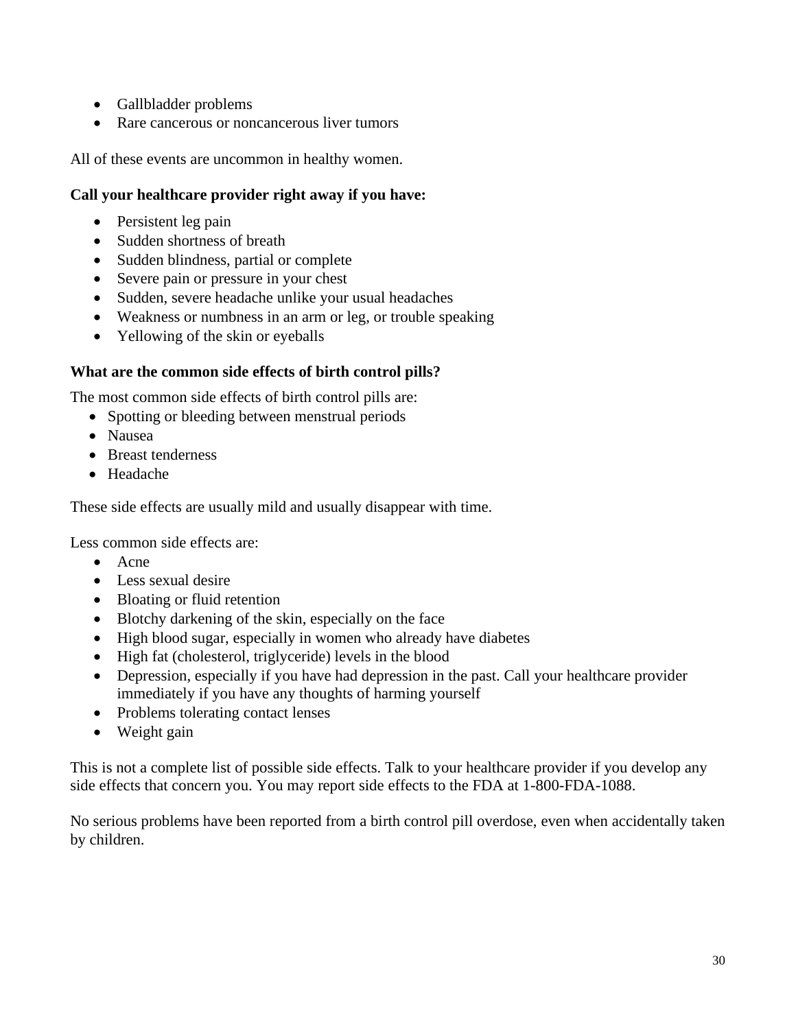- Gallbladder problems
- Rare cancerous or noncancerous liver tumors

All of these events are uncommon in healthy women.

**Call your healthcare provider right away if you have:**

- Persistent leg pain
- Sudden shortness of breath
- Sudden blindness, partial or complete
- Severe pain or pressure in your chest
- Sudden, severe headache unlike your usual headaches
- Weakness or numbness in an arm or leg, or trouble speaking
- Yellowing of the skin or eyeballs

**What are the common side effects of birth control pills?**

The most common side effects of birth control pills are:

- Spotting or bleeding between menstrual periods
- Nausea
- Breast tenderness
- Headache

These side effects are usually mild and usually disappear with time.

Less common side effects are:

- Acne
- Less sexual desire
- Bloating or fluid retention
- Blotchy darkening of the skin, especially on the face
- High blood sugar, especially in women who already have diabetes
- High fat (cholesterol, triglyceride) levels in the blood
- Depression, especially if you have had depression in the past. Call your healthcare provider immediately if you have any thoughts of harming yourself
- Problems tolerating contact lenses
- Weight gain

This is not a complete list of possible side effects. Talk to your healthcare provider if you develop any side effects that concern you. You may report side effects to the FDA at 1-800-FDA-1088.

No serious problems have been reported from a birth control pill overdose, even when accidentally taken by children.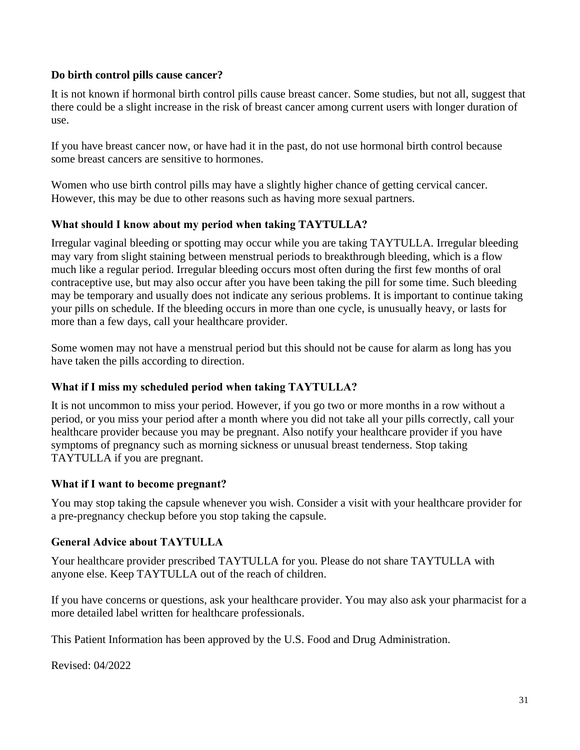**Do birth control pills cause cancer?**

It is not known if hormonal birth control pills cause breast cancer. Some studies, but not all, suggest that there could be a slight increase in the risk of breast cancer among current users with longer duration of use.

If you have breast cancer now, or have had it in the past, do not use hormonal birth control because some breast cancers are sensitive to hormones.

Women who use birth control pills may have a slightly higher chance of getting cervical cancer. However, this may be due to other reasons such as having more sexual partners.

**What should I know about my period when taking TAYTULLA?**

Irregular vaginal bleeding or spotting may occur while you are taking TAYTULLA. Irregular bleeding may vary from slight staining between menstrual periods to breakthrough bleeding, which is a flow much like a regular period. Irregular bleeding occurs most often during the first few months of oral contraceptive use, but may also occur after you have been taking the pill for some time. Such bleeding may be temporary and usually does not indicate any serious problems. It is important to continue taking your pills on schedule. If the bleeding occurs in more than one cycle, is unusually heavy, or lasts for more than a few days, call your healthcare provider.

Some women may not have a menstrual period but this should not be cause for alarm as long has you have taken the pills according to direction.

**What if I miss my scheduled period when taking TAYTULLA?**

It is not uncommon to miss your period. However, if you go two or more months in a row without a period, or you miss your period after a month where you did not take all your pills correctly, call your healthcare provider because you may be pregnant. Also notify your healthcare provider if you have symptoms of pregnancy such as morning sickness or unusual breast tenderness. Stop taking TAYTULLA if you are pregnant.

**What if I want to become pregnant?**

You may stop taking the capsule whenever you wish. Consider a visit with your healthcare provider for a pre-pregnancy checkup before you stop taking the capsule.

**General Advice about TAYTULLA**

Your healthcare provider prescribed TAYTULLA for you. Please do not share TAYTULLA with anyone else. Keep TAYTULLA out of the reach of children.

If you have concerns or questions, ask your healthcare provider. You may also ask your pharmacist for a more detailed label written for healthcare professionals.

This Patient Information has been approved by the U.S. Food and Drug Administration.

Revised: 04/2022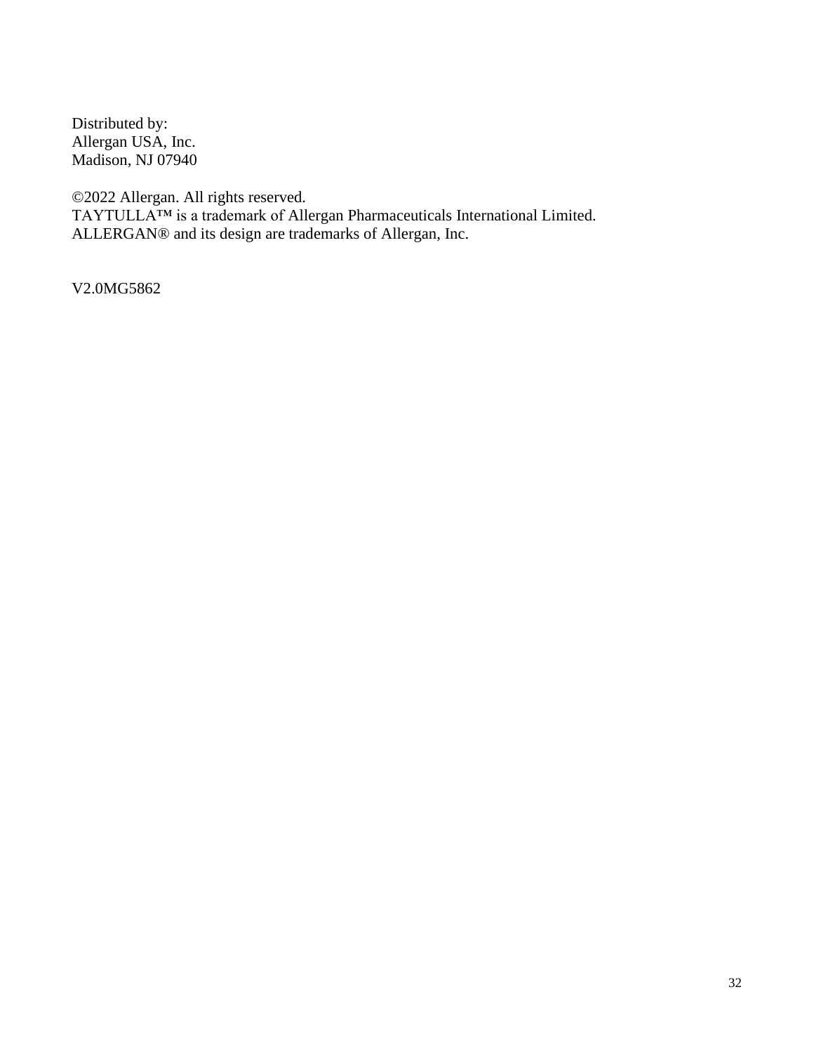Distributed by:
Allergan USA, Inc.
Madison, NJ 07940

©2022 Allergan. All rights reserved.
TAYTULLA™ is a trademark of Allergan Pharmaceuticals International Limited.
ALLERGAN® and its design are trademarks of Allergan, Inc.

V2.0MG5862